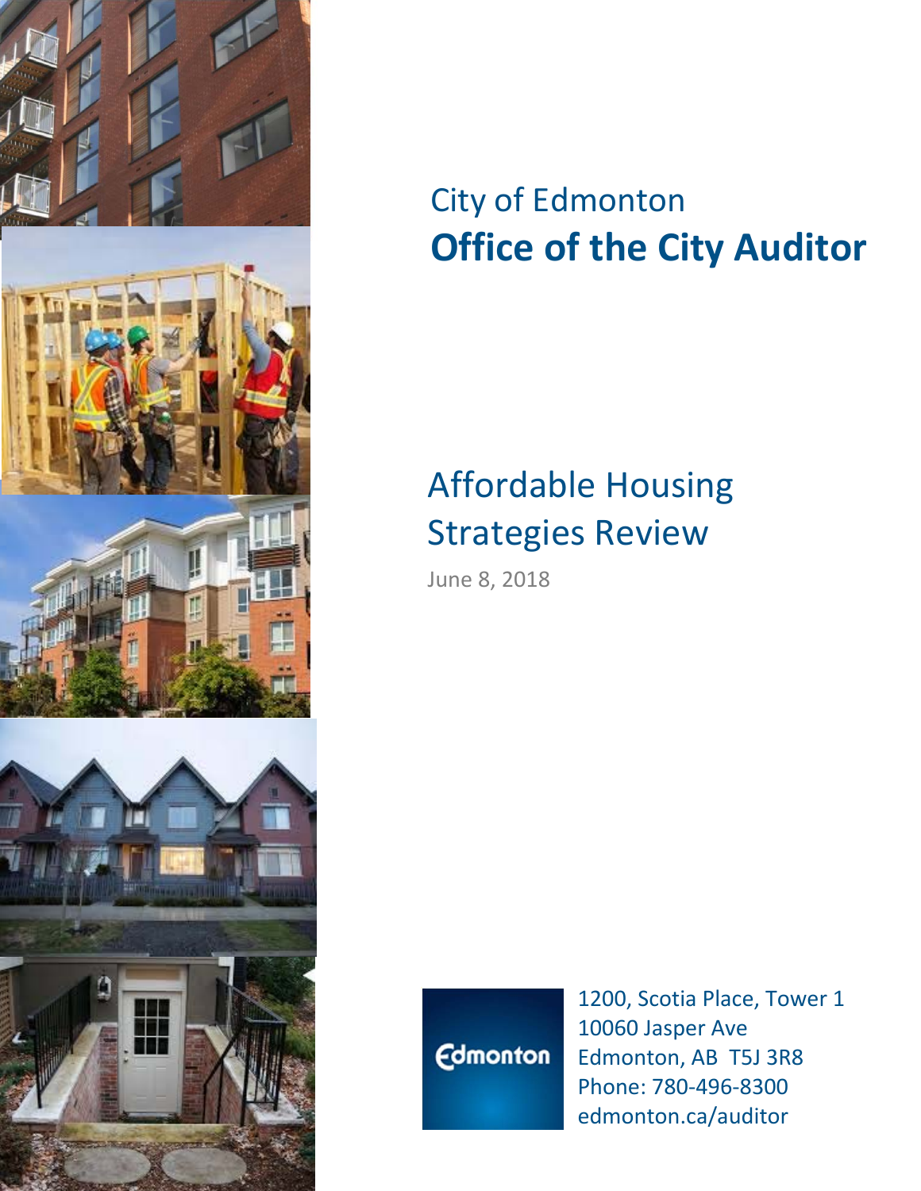City of Edmonton

# Office of the City Auditor

# Affordable Housing Strategies Review

June 8, 2018

Edmonton

1200, Scotia Place, Tower 1
10060 Jasper Ave
Edmonton, AB T5J 3R8
Phone: 780-496-8300
edmonton.ca/auditor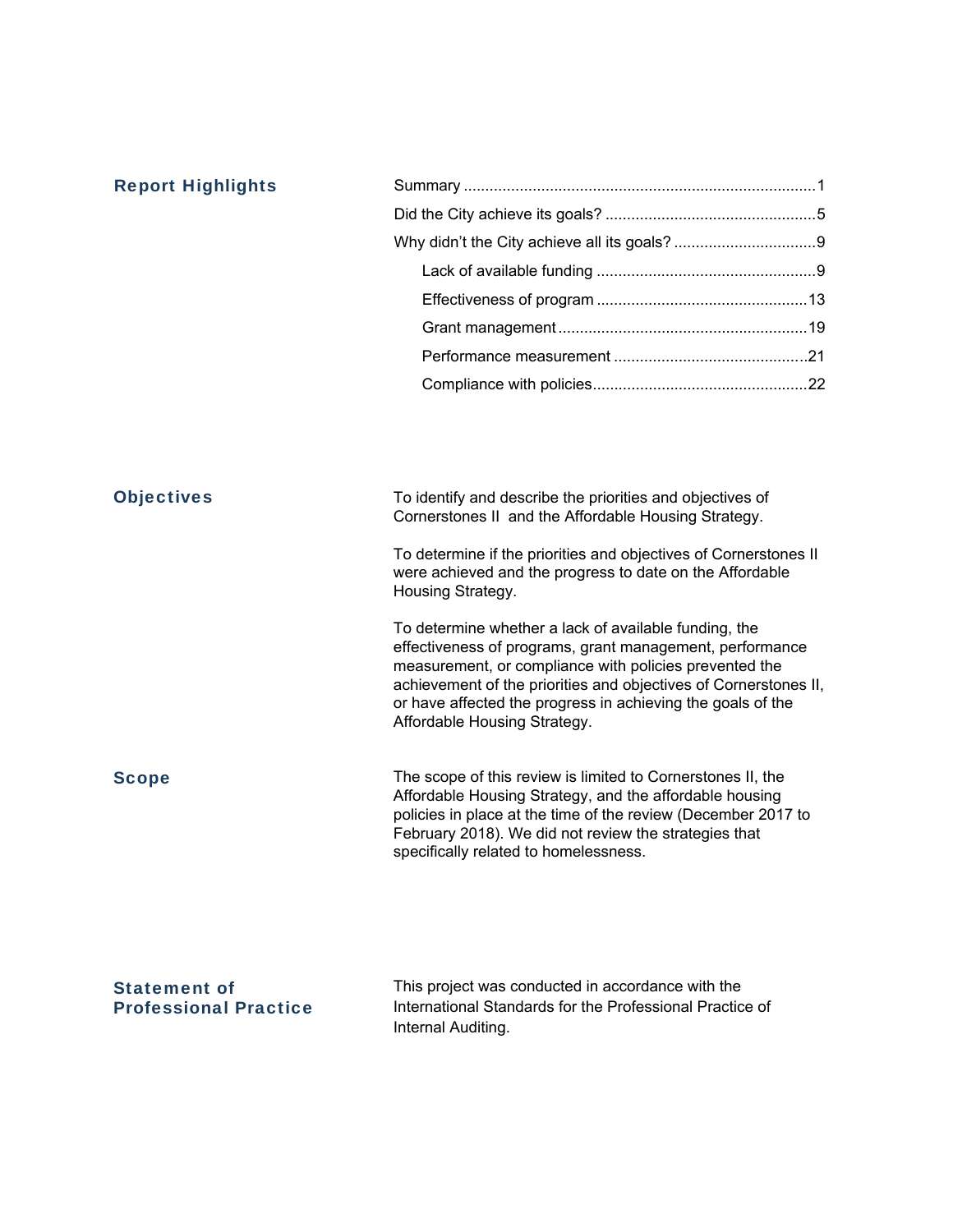## Report Highlights

- Summary ..... 1
- Did the City achieve its goals? ..... 5
- Why didn't the City achieve all its goals? ..... 9
  - Lack of available funding ..... 9
  - Effectiveness of program ..... 13
  - Grant management ..... 19
  - Performance measurement ..... 21
  - Compliance with policies ..... 22

## Objectives

To identify and describe the priorities and objectives of Cornerstones II and the Affordable Housing Strategy.

To determine if the priorities and objectives of Cornerstones II were achieved and the progress to date on the Affordable Housing Strategy.

To determine whether a lack of available funding, the effectiveness of programs, grant management, performance measurement, or compliance with policies prevented the achievement of the priorities and objectives of Cornerstones II, or have affected the progress in achieving the goals of the Affordable Housing Strategy.

## Scope

The scope of this review is limited to Cornerstones II, the Affordable Housing Strategy, and the affordable housing policies in place at the time of the review (December 2017 to February 2018). We did not review the strategies that specifically related to homelessness.

## Statement of Professional Practice

This project was conducted in accordance with the International Standards for the Professional Practice of Internal Auditing.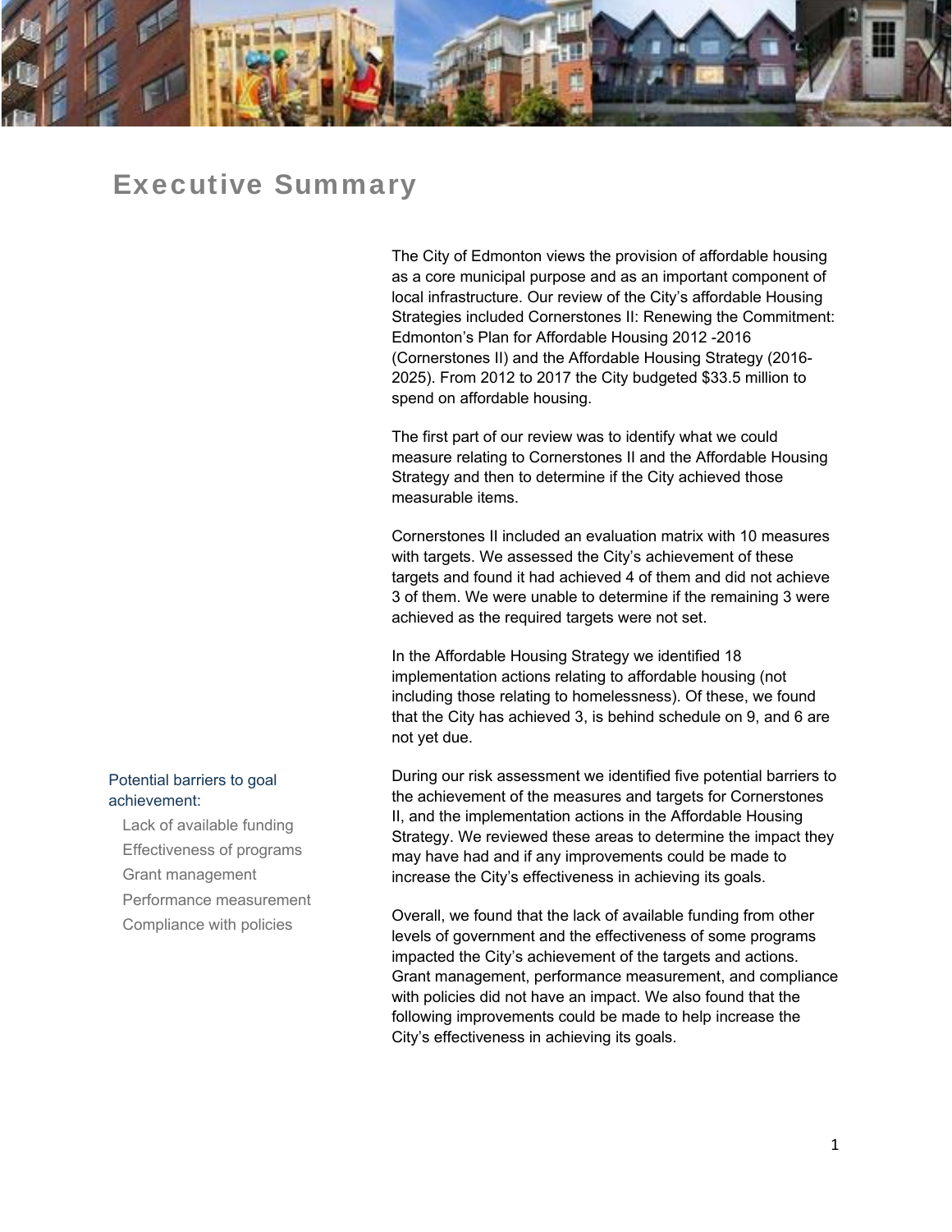# Executive Summary

The City of Edmonton views the provision of affordable housing as a core municipal purpose and as an important component of local infrastructure. Our review of the City's affordable Housing Strategies included Cornerstones II: Renewing the Commitment: Edmonton's Plan for Affordable Housing 2012 -2016 (Cornerstones II) and the Affordable Housing Strategy (2016-2025). From 2012 to 2017 the City budgeted $33.5 million to spend on affordable housing.

The first part of our review was to identify what we could measure relating to Cornerstones II and the Affordable Housing Strategy and then to determine if the City achieved those measurable items.

Cornerstones II included an evaluation matrix with 10 measures with targets. We assessed the City's achievement of these targets and found it had achieved 4 of them and did not achieve 3 of them. We were unable to determine if the remaining 3 were achieved as the required targets were not set.

In the Affordable Housing Strategy we identified 18 implementation actions relating to affordable housing (not including those relating to homelessness). Of these, we found that the City has achieved 3, is behind schedule on 9, and 6 are not yet due.

Potential barriers to goal achievement:

- Lack of available funding
- Effectiveness of programs
- Grant management
- Performance measurement
- Compliance with policies

During our risk assessment we identified five potential barriers to the achievement of the measures and targets for Cornerstones II, and the implementation actions in the Affordable Housing Strategy. We reviewed these areas to determine the impact they may have had and if any improvements could be made to increase the City's effectiveness in achieving its goals.

Overall, we found that the lack of available funding from other levels of government and the effectiveness of some programs impacted the City's achievement of the targets and actions. Grant management, performance measurement, and compliance with policies did not have an impact. We also found that the following improvements could be made to help increase the City's effectiveness in achieving its goals.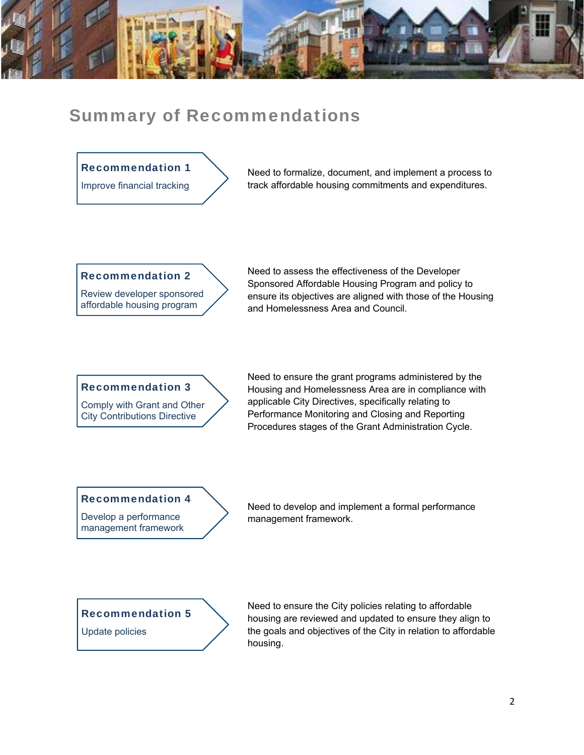## Summary of Recommendations

| Recommendation | Description |
| --- | --- |
| **Recommendation 1**<br>Improve financial tracking | Need to formalize, document, and implement a process to track affordable housing commitments and expenditures. |
| **Recommendation 2**<br>Review developer sponsored affordable housing program | Need to assess the effectiveness of the Developer Sponsored Affordable Housing Program and policy to ensure its objectives are aligned with those of the Housing and Homelessness Area and Council. |
| **Recommendation 3**<br>Comply with Grant and Other City Contributions Directive | Need to ensure the grant programs administered by the Housing and Homelessness Area are in compliance with applicable City Directives, specifically relating to Performance Monitoring and Closing and Reporting Procedures stages of the Grant Administration Cycle. |
| **Recommendation 4**<br>Develop a performance management framework | Need to develop and implement a formal performance management framework. |
| **Recommendation 5**<br>Update policies | Need to ensure the City policies relating to affordable housing are reviewed and updated to ensure they align to the goals and objectives of the City in relation to affordable housing. |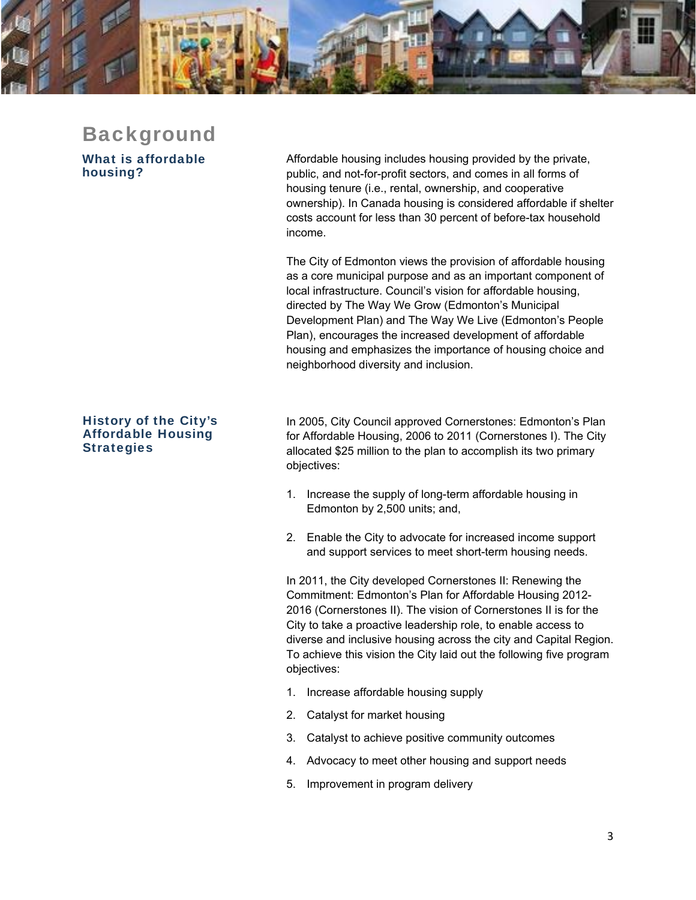# Background

## What is affordable housing?

Affordable housing includes housing provided by the private, public, and not-for-profit sectors, and comes in all forms of housing tenure (i.e., rental, ownership, and cooperative ownership). In Canada housing is considered affordable if shelter costs account for less than 30 percent of before-tax household income.

The City of Edmonton views the provision of affordable housing as a core municipal purpose and as an important component of local infrastructure. Council's vision for affordable housing, directed by The Way We Grow (Edmonton's Municipal Development Plan) and The Way We Live (Edmonton's People Plan), encourages the increased development of affordable housing and emphasizes the importance of housing choice and neighborhood diversity and inclusion.

## History of the City's Affordable Housing Strategies

In 2005, City Council approved Cornerstones: Edmonton's Plan for Affordable Housing, 2006 to 2011 (Cornerstones I). The City allocated $25 million to the plan to accomplish its two primary objectives:

1. Increase the supply of long-term affordable housing in Edmonton by 2,500 units; and,
2. Enable the City to advocate for increased income support and support services to meet short-term housing needs.

In 2011, the City developed Cornerstones II: Renewing the Commitment: Edmonton's Plan for Affordable Housing 2012-2016 (Cornerstones II). The vision of Cornerstones II is for the City to take a proactive leadership role, to enable access to diverse and inclusive housing across the city and Capital Region. To achieve this vision the City laid out the following five program objectives:

1. Increase affordable housing supply
2. Catalyst for market housing
3. Catalyst to achieve positive community outcomes
4. Advocacy to meet other housing and support needs
5. Improvement in program delivery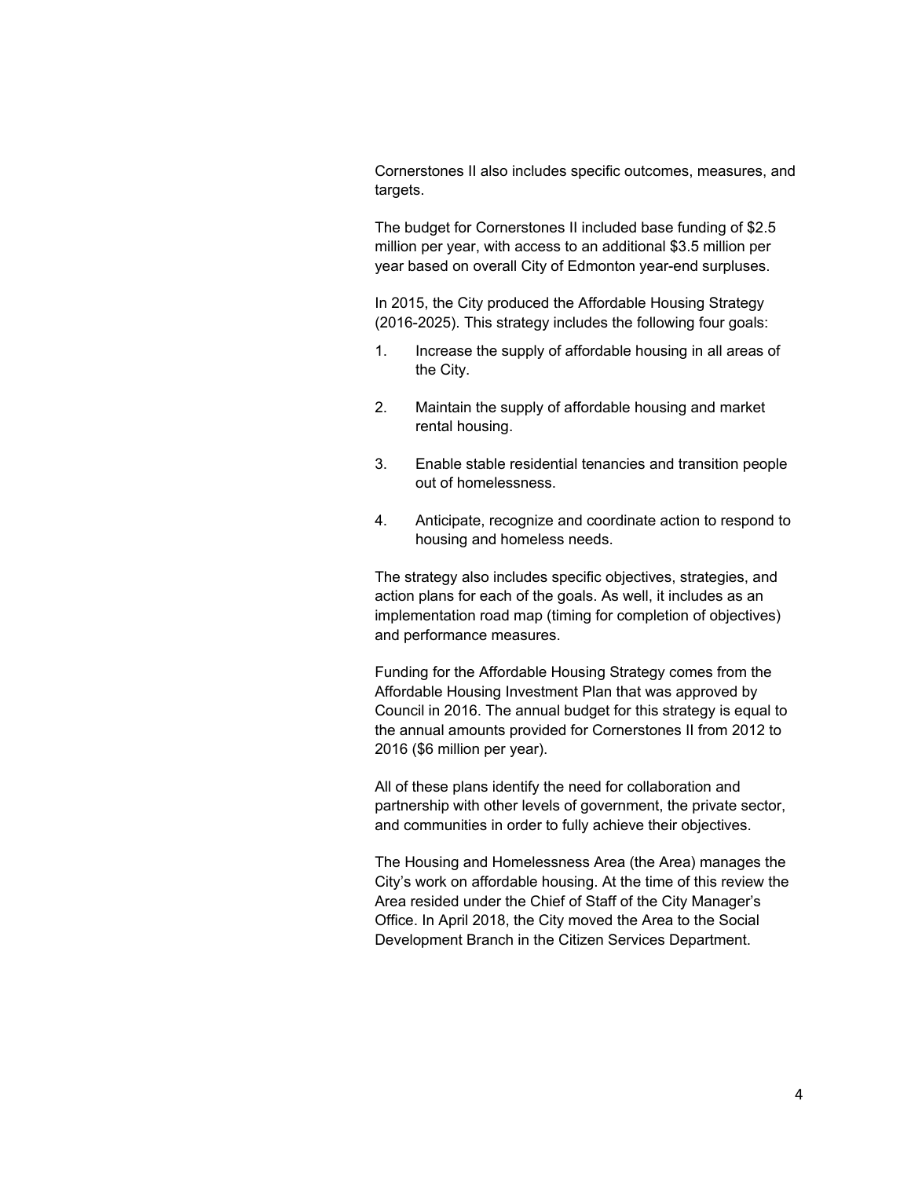Cornerstones II also includes specific outcomes, measures, and targets.

The budget for Cornerstones II included base funding of $2.5 million per year, with access to an additional $3.5 million per year based on overall City of Edmonton year-end surpluses.

In 2015, the City produced the Affordable Housing Strategy (2016-2025). This strategy includes the following four goals:

1. Increase the supply of affordable housing in all areas of the City.

2. Maintain the supply of affordable housing and market rental housing.

3. Enable stable residential tenancies and transition people out of homelessness.

4. Anticipate, recognize and coordinate action to respond to housing and homeless needs.

The strategy also includes specific objectives, strategies, and action plans for each of the goals. As well, it includes as an implementation road map (timing for completion of objectives) and performance measures.

Funding for the Affordable Housing Strategy comes from the Affordable Housing Investment Plan that was approved by Council in 2016. The annual budget for this strategy is equal to the annual amounts provided for Cornerstones II from 2012 to 2016 ($6 million per year).

All of these plans identify the need for collaboration and partnership with other levels of government, the private sector, and communities in order to fully achieve their objectives.

The Housing and Homelessness Area (the Area) manages the City's work on affordable housing. At the time of this review the Area resided under the Chief of Staff of the City Manager's Office. In April 2018, the City moved the Area to the Social Development Branch in the Citizen Services Department.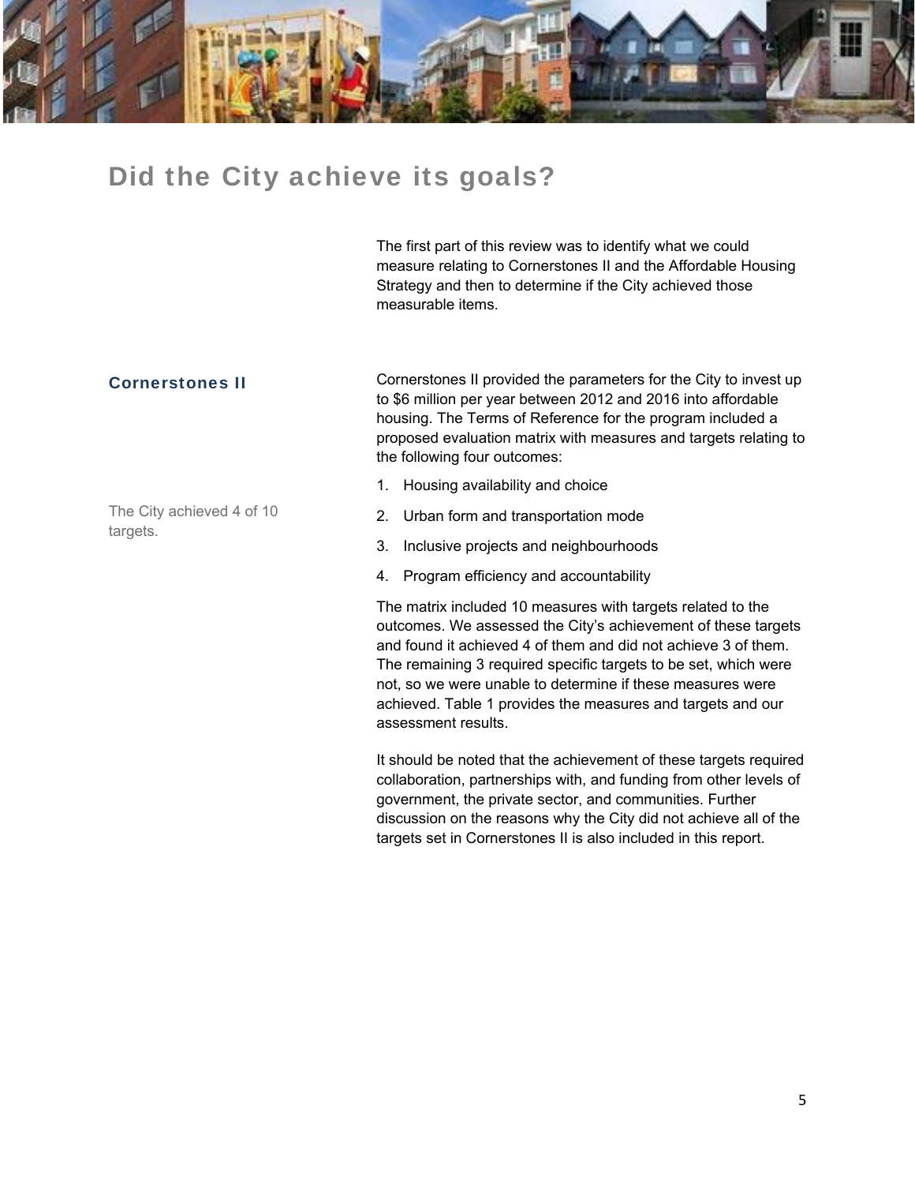# Did the City achieve its goals?

The first part of this review was to identify what we could measure relating to Cornerstones II and the Affordable Housing Strategy and then to determine if the City achieved those measurable items.

## Cornerstones II

The City achieved 4 of 10 targets.

Cornerstones II provided the parameters for the City to invest up to $6 million per year between 2012 and 2016 into affordable housing. The Terms of Reference for the program included a proposed evaluation matrix with measures and targets relating to the following four outcomes:

1. Housing availability and choice
2. Urban form and transportation mode
3. Inclusive projects and neighbourhoods
4. Program efficiency and accountability

The matrix included 10 measures with targets related to the outcomes. We assessed the City's achievement of these targets and found it achieved 4 of them and did not achieve 3 of them. The remaining 3 required specific targets to be set, which were not, so we were unable to determine if these measures were achieved. Table 1 provides the measures and targets and our assessment results.

It should be noted that the achievement of these targets required collaboration, partnerships with, and funding from other levels of government, the private sector, and communities. Further discussion on the reasons why the City did not achieve all of the targets set in Cornerstones II is also included in this report.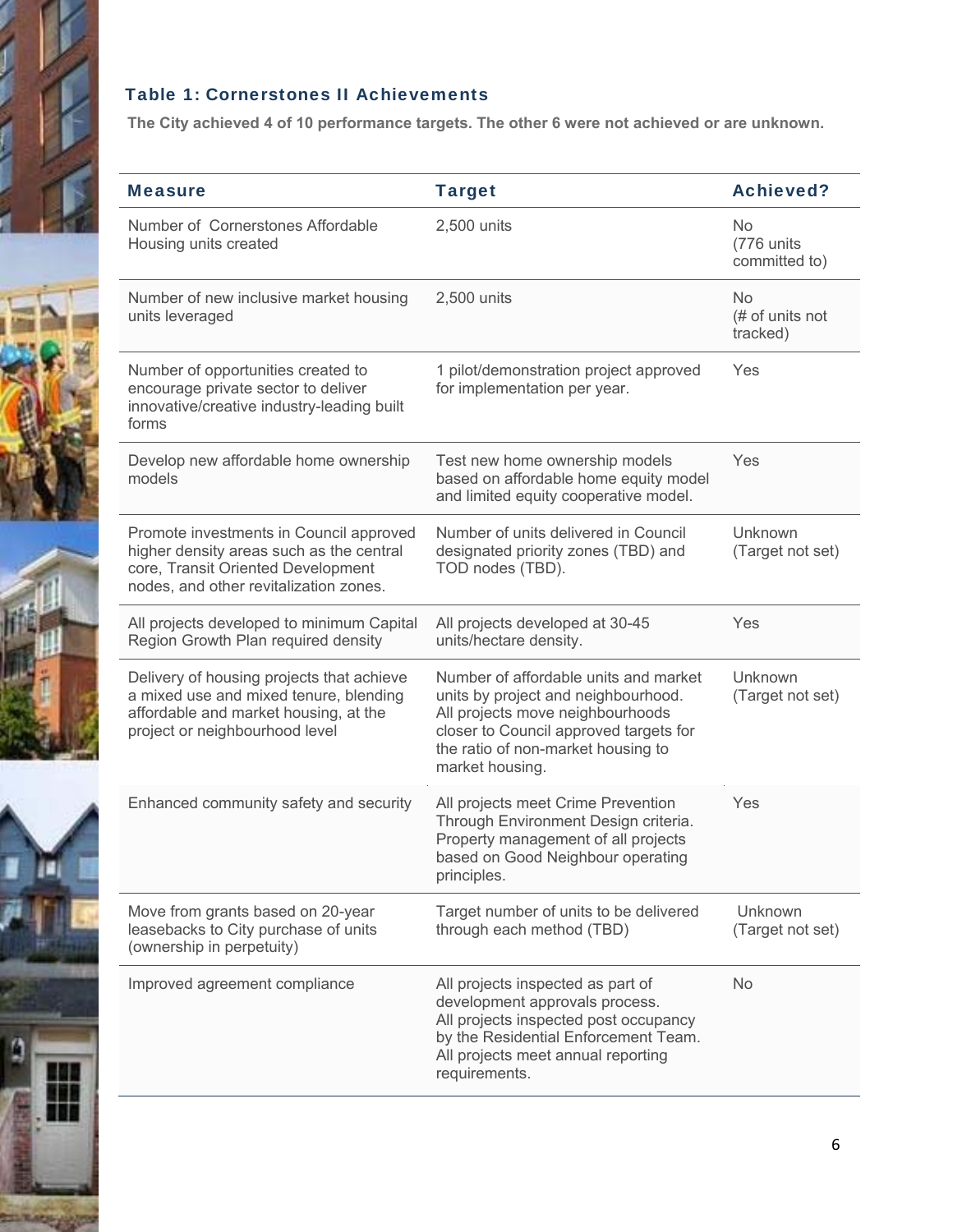### Table 1: Cornerstones II Achievements

**The City achieved 4 of 10 performance targets. The other 6 were not achieved or are unknown.**

| Measure | Target | Achieved? |
|---|---|---|
| Number of Cornerstones Affordable Housing units created | 2,500 units | No (776 units committed to) |
| Number of new inclusive market housing units leveraged | 2,500 units | No (# of units not tracked) |
| Number of opportunities created to encourage private sector to deliver innovative/creative industry-leading built forms | 1 pilot/demonstration project approved for implementation per year. | Yes |
| Develop new affordable home ownership models | Test new home ownership models based on affordable home equity model and limited equity cooperative model. | Yes |
| Promote investments in Council approved higher density areas such as the central core, Transit Oriented Development nodes, and other revitalization zones. | Number of units delivered in Council designated priority zones (TBD) and TOD nodes (TBD). | Unknown (Target not set) |
| All projects developed to minimum Capital Region Growth Plan required density | All projects developed at 30-45 units/hectare density. | Yes |
| Delivery of housing projects that achieve a mixed use and mixed tenure, blending affordable and market housing, at the project or neighbourhood level | Number of affordable units and market units by project and neighbourhood. All projects move neighbourhoods closer to Council approved targets for the ratio of non-market housing to market housing. | Unknown (Target not set) |
| Enhanced community safety and security | All projects meet Crime Prevention Through Environment Design criteria. Property management of all projects based on Good Neighbour operating principles. | Yes |
| Move from grants based on 20-year leasebacks to City purchase of units (ownership in perpetuity) | Target number of units to be delivered through each method (TBD) | Unknown (Target not set) |
| Improved agreement compliance | All projects inspected as part of development approvals process. All projects inspected post occupancy by the Residential Enforcement Team. All projects meet annual reporting requirements. | No |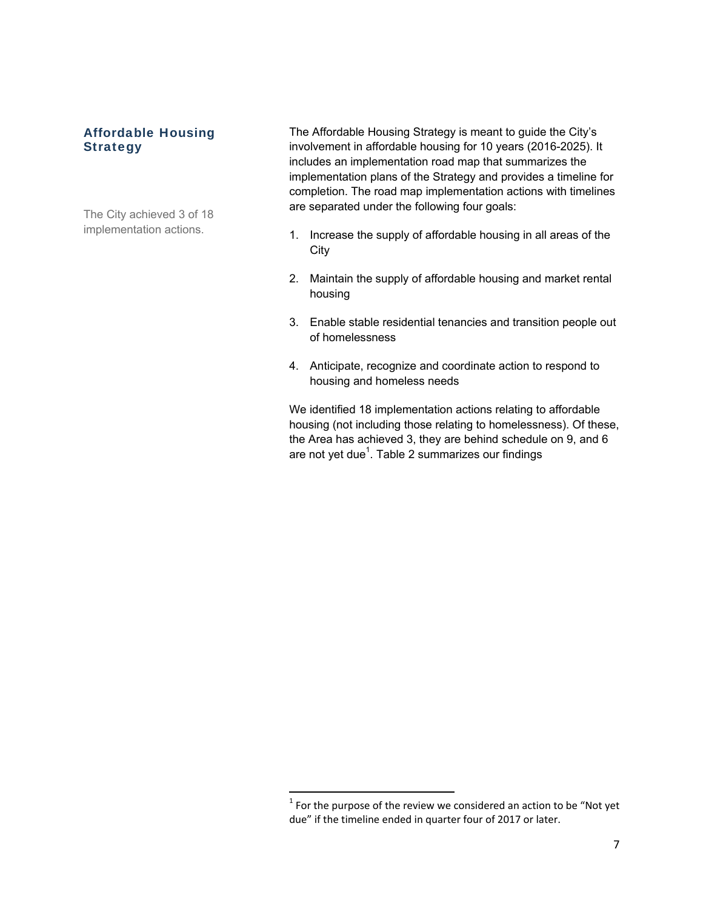## Affordable Housing Strategy

The City achieved 3 of 18 implementation actions.

The Affordable Housing Strategy is meant to guide the City's involvement in affordable housing for 10 years (2016-2025). It includes an implementation road map that summarizes the implementation plans of the Strategy and provides a timeline for completion. The road map implementation actions with timelines are separated under the following four goals:

1. Increase the supply of affordable housing in all areas of the City
2. Maintain the supply of affordable housing and market rental housing
3. Enable stable residential tenancies and transition people out of homelessness
4. Anticipate, recognize and coordinate action to respond to housing and homeless needs

We identified 18 implementation actions relating to affordable housing (not including those relating to homelessness). Of these, the Area has achieved 3, they are behind schedule on 9, and 6 are not yet due[1]. Table 2 summarizes our findings

[1] For the purpose of the review we considered an action to be "Not yet due" if the timeline ended in quarter four of 2017 or later.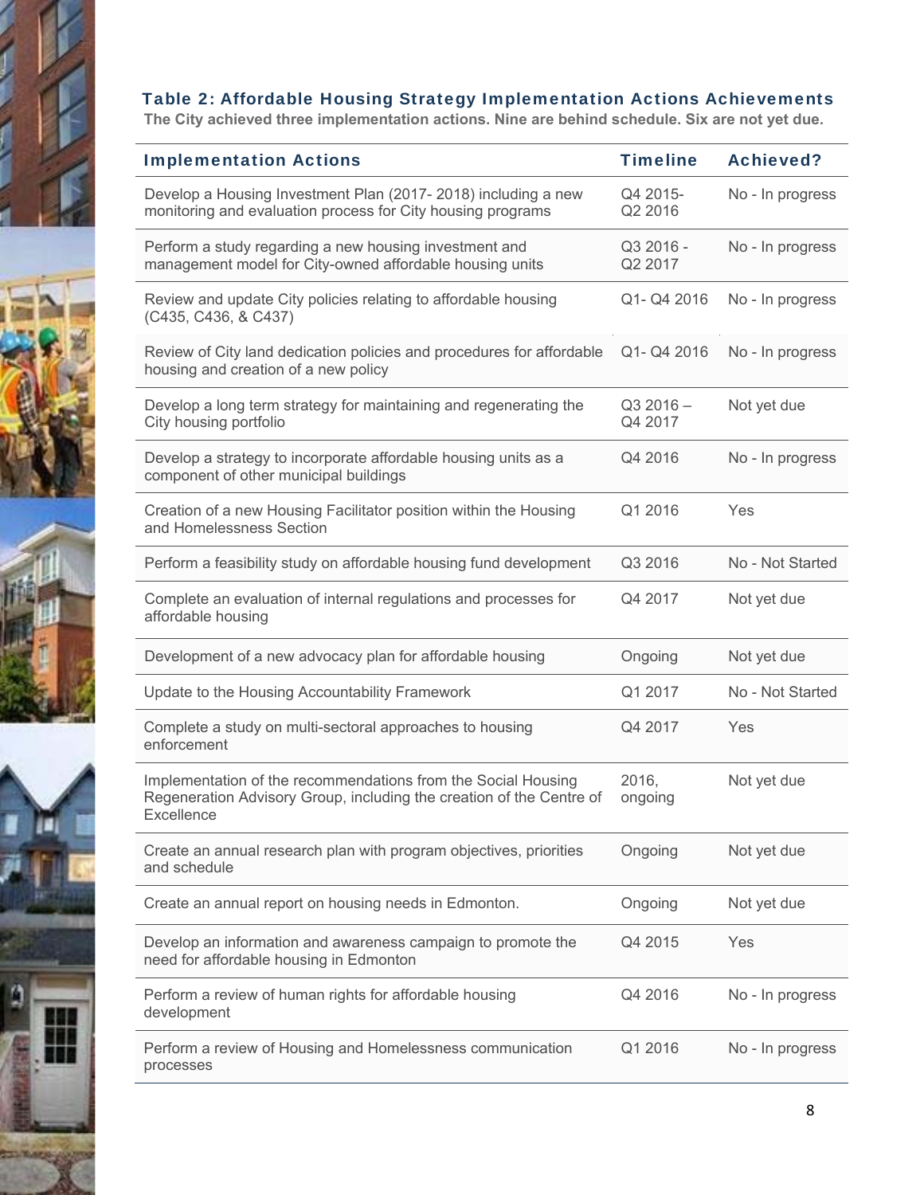### Table 2: Affordable Housing Strategy Implementation Actions Achievements

**The City achieved three implementation actions. Nine are behind schedule. Six are not yet due.**

| Implementation Actions | Timeline | Achieved? |
|---|---|---|
| Develop a Housing Investment Plan (2017- 2018) including a new monitoring and evaluation process for City housing programs | Q4 2015- Q2 2016 | No - In progress |
| Perform a study regarding a new housing investment and management model for City-owned affordable housing units | Q3 2016 - Q2 2017 | No - In progress |
| Review and update City policies relating to affordable housing (C435, C436, & C437) | Q1- Q4 2016 | No - In progress |
| Review of City land dedication policies and procedures for affordable housing and creation of a new policy | Q1- Q4 2016 | No - In progress |
| Develop a long term strategy for maintaining and regenerating the City housing portfolio | Q3 2016 – Q4 2017 | Not yet due |
| Develop a strategy to incorporate affordable housing units as a component of other municipal buildings | Q4 2016 | No - In progress |
| Creation of a new Housing Facilitator position within the Housing and Homelessness Section | Q1 2016 | Yes |
| Perform a feasibility study on affordable housing fund development | Q3 2016 | No - Not Started |
| Complete an evaluation of internal regulations and processes for affordable housing | Q4 2017 | Not yet due |
| Development of a new advocacy plan for affordable housing | Ongoing | Not yet due |
| Update to the Housing Accountability Framework | Q1 2017 | No - Not Started |
| Complete a study on multi-sectoral approaches to housing enforcement | Q4 2017 | Yes |
| Implementation of the recommendations from the Social Housing Regeneration Advisory Group, including the creation of the Centre of Excellence | 2016, ongoing | Not yet due |
| Create an annual research plan with program objectives, priorities and schedule | Ongoing | Not yet due |
| Create an annual report on housing needs in Edmonton. | Ongoing | Not yet due |
| Develop an information and awareness campaign to promote the need for affordable housing in Edmonton | Q4 2015 | Yes |
| Perform a review of human rights for affordable housing development | Q4 2016 | No - In progress |
| Perform a review of Housing and Homelessness communication processes | Q1 2016 | No - In progress |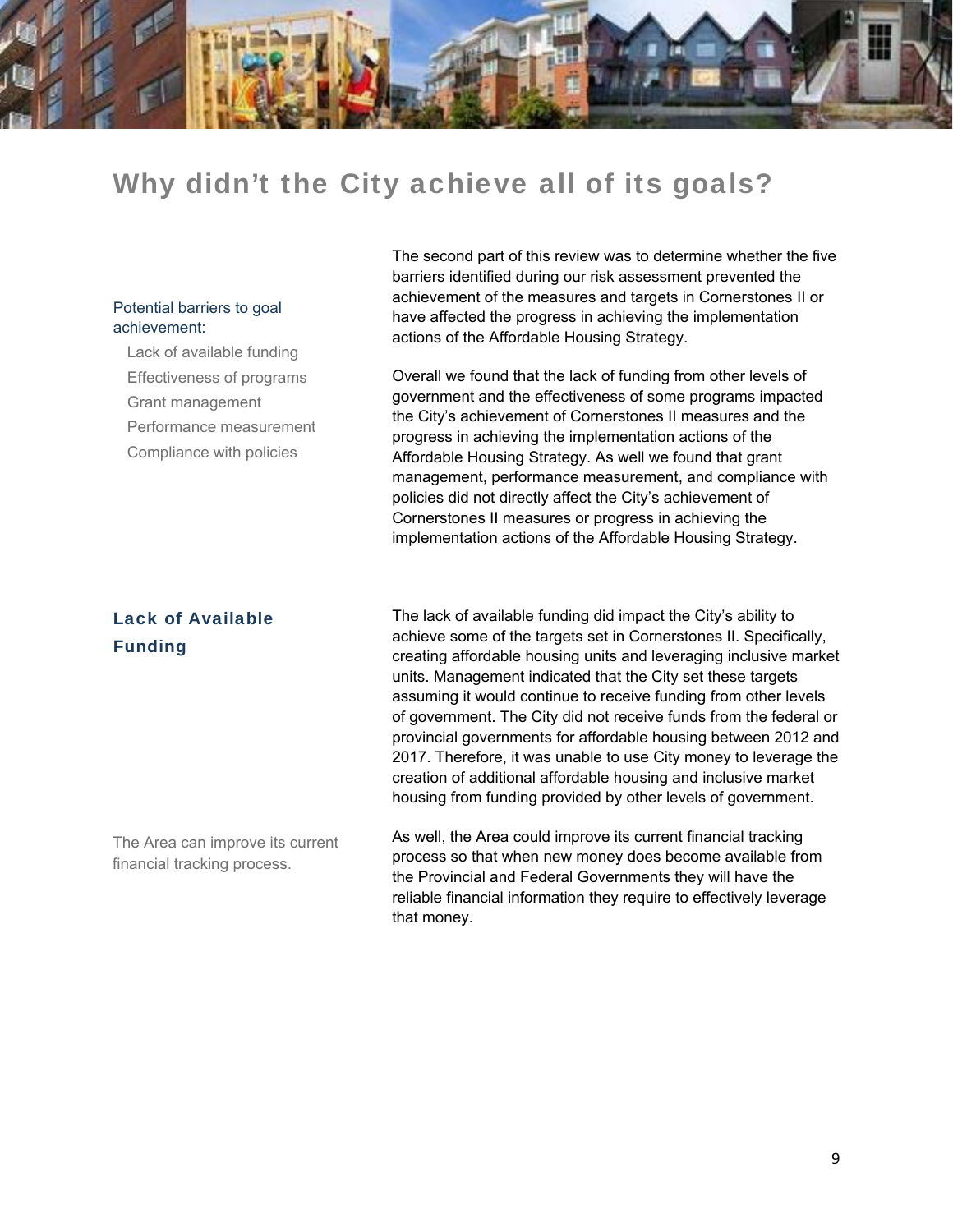# Why didn't the City achieve all of its goals?

Potential barriers to goal achievement:

- Lack of available funding
- Effectiveness of programs
- Grant management
- Performance measurement
- Compliance with policies

The second part of this review was to determine whether the five barriers identified during our risk assessment prevented the achievement of the measures and targets in Cornerstones II or have affected the progress in achieving the implementation actions of the Affordable Housing Strategy.

Overall we found that the lack of funding from other levels of government and the effectiveness of some programs impacted the City's achievement of Cornerstones II measures and the progress in achieving the implementation actions of the Affordable Housing Strategy. As well we found that grant management, performance measurement, and compliance with policies did not directly affect the City's achievement of Cornerstones II measures or progress in achieving the implementation actions of the Affordable Housing Strategy.

## Lack of Available Funding

The lack of available funding did impact the City's ability to achieve some of the targets set in Cornerstones II. Specifically, creating affordable housing units and leveraging inclusive market units. Management indicated that the City set these targets assuming it would continue to receive funding from other levels of government. The City did not receive funds from the federal or provincial governments for affordable housing between 2012 and 2017. Therefore, it was unable to use City money to leverage the creation of additional affordable housing and inclusive market housing from funding provided by other levels of government.

The Area can improve its current financial tracking process.

As well, the Area could improve its current financial tracking process so that when new money does become available from the Provincial and Federal Governments they will have the reliable financial information they require to effectively leverage that money.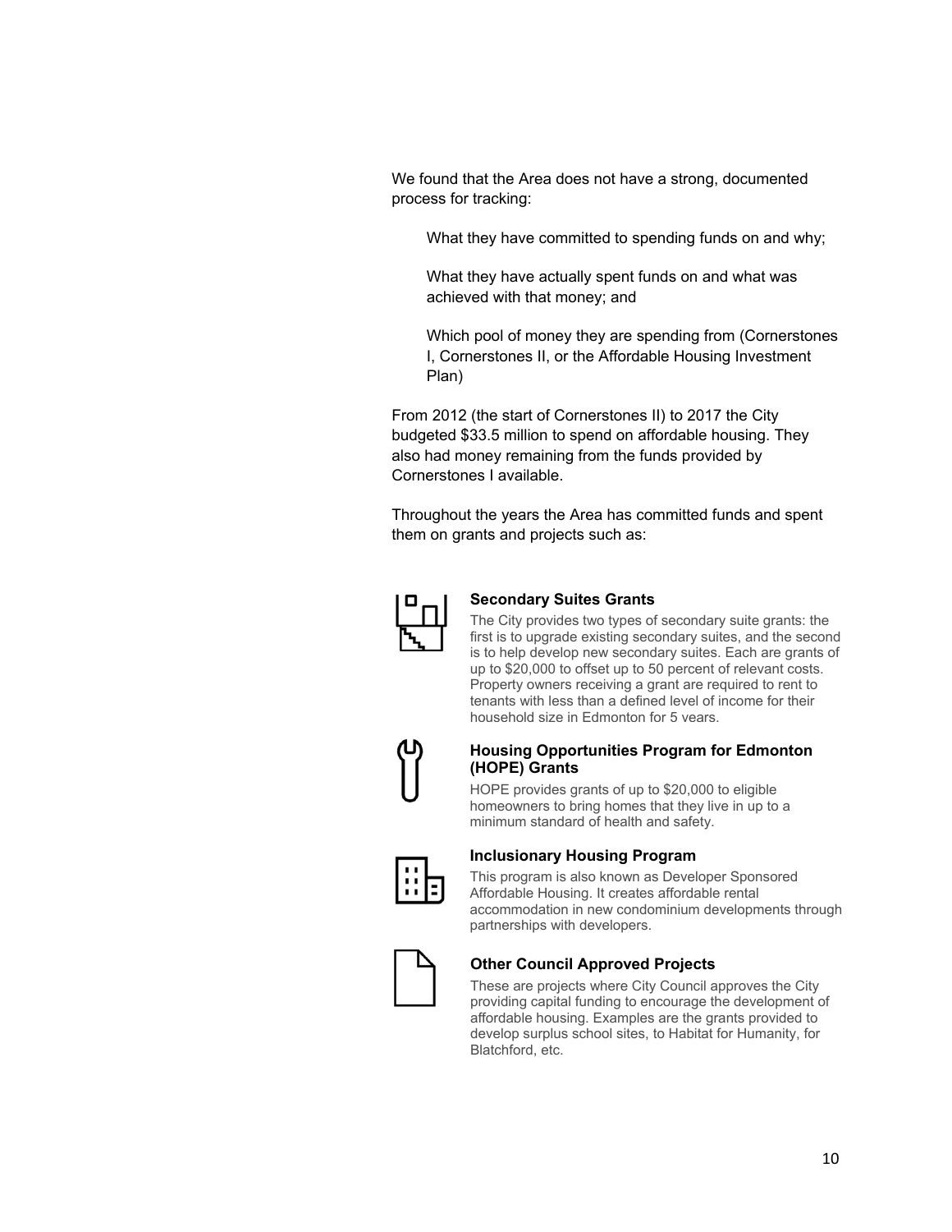We found that the Area does not have a strong, documented process for tracking:

- What they have committed to spending funds on and why;
- What they have actually spent funds on and what was achieved with that money; and
- Which pool of money they are spending from (Cornerstones I, Cornerstones II, or the Affordable Housing Investment Plan)

From 2012 (the start of Cornerstones II) to 2017 the City budgeted $33.5 million to spend on affordable housing. They also had money remaining from the funds provided by Cornerstones I available.

Throughout the years the Area has committed funds and spent them on grants and projects such as:

**Secondary Suites Grants**

The City provides two types of secondary suite grants: the first is to upgrade existing secondary suites, and the second is to help develop new secondary suites. Each are grants of up to $20,000 to offset up to 50 percent of relevant costs. Property owners receiving a grant are required to rent to tenants with less than a defined level of income for their household size in Edmonton for 5 years.

**Housing Opportunities Program for Edmonton (HOPE) Grants**

HOPE provides grants of up to $20,000 to eligible homeowners to bring homes that they live in up to a minimum standard of health and safety.

**Inclusionary Housing Program**

This program is also known as Developer Sponsored Affordable Housing. It creates affordable rental accommodation in new condominium developments through partnerships with developers.

**Other Council Approved Projects**

These are projects where City Council approves the City providing capital funding to encourage the development of affordable housing. Examples are the grants provided to develop surplus school sites, to Habitat for Humanity, for Blatchford, etc.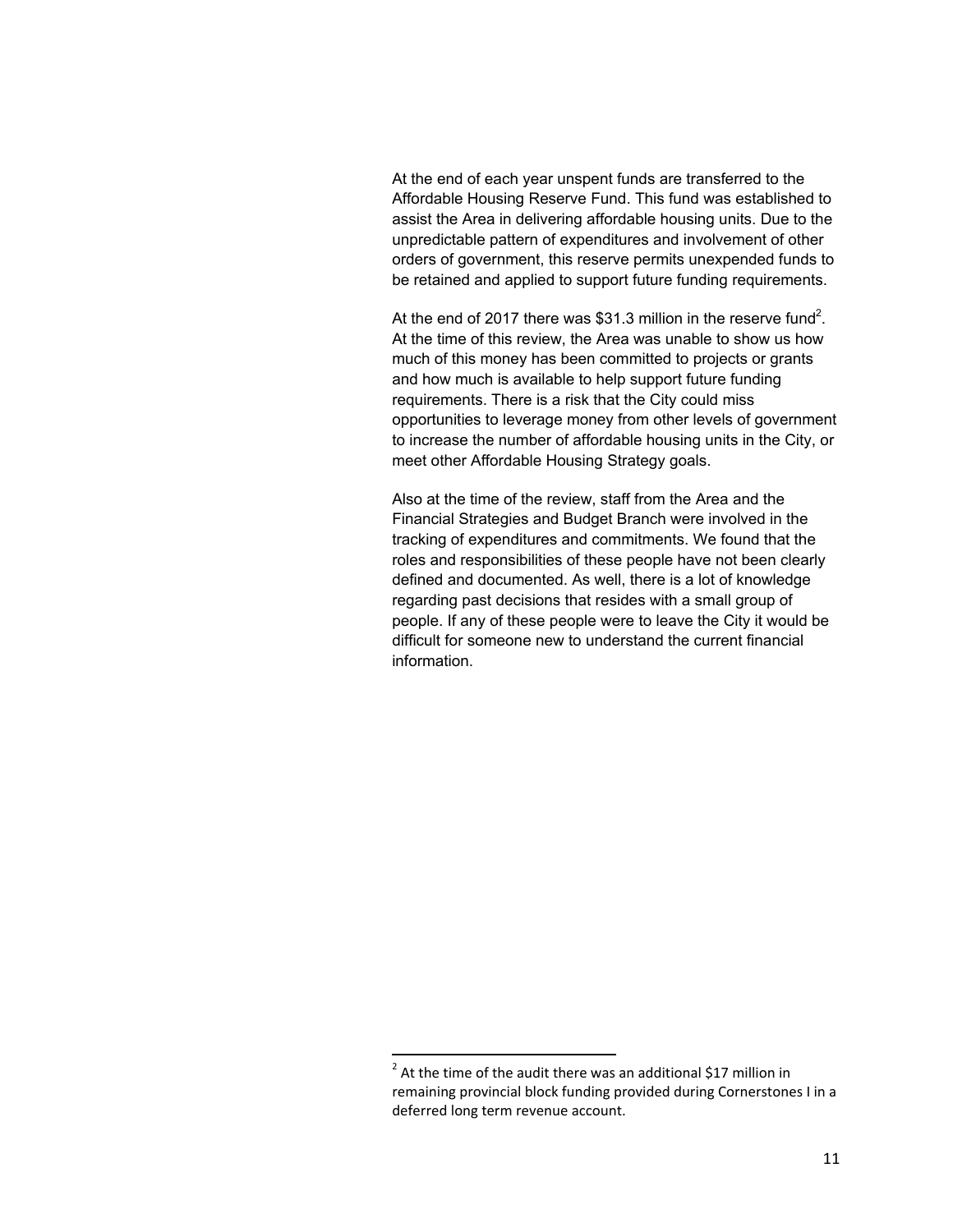At the end of each year unspent funds are transferred to the Affordable Housing Reserve Fund. This fund was established to assist the Area in delivering affordable housing units. Due to the unpredictable pattern of expenditures and involvement of other orders of government, this reserve permits unexpended funds to be retained and applied to support future funding requirements.

At the end of 2017 there was $31.3 million in the reserve fund[2]. At the time of this review, the Area was unable to show us how much of this money has been committed to projects or grants and how much is available to help support future funding requirements. There is a risk that the City could miss opportunities to leverage money from other levels of government to increase the number of affordable housing units in the City, or meet other Affordable Housing Strategy goals.

Also at the time of the review, staff from the Area and the Financial Strategies and Budget Branch were involved in the tracking of expenditures and commitments. We found that the roles and responsibilities of these people have not been clearly defined and documented. As well, there is a lot of knowledge regarding past decisions that resides with a small group of people. If any of these people were to leave the City it would be difficult for someone new to understand the current financial information.

---

[2] At the time of the audit there was an additional $17 million in remaining provincial block funding provided during Cornerstones I in a deferred long term revenue account.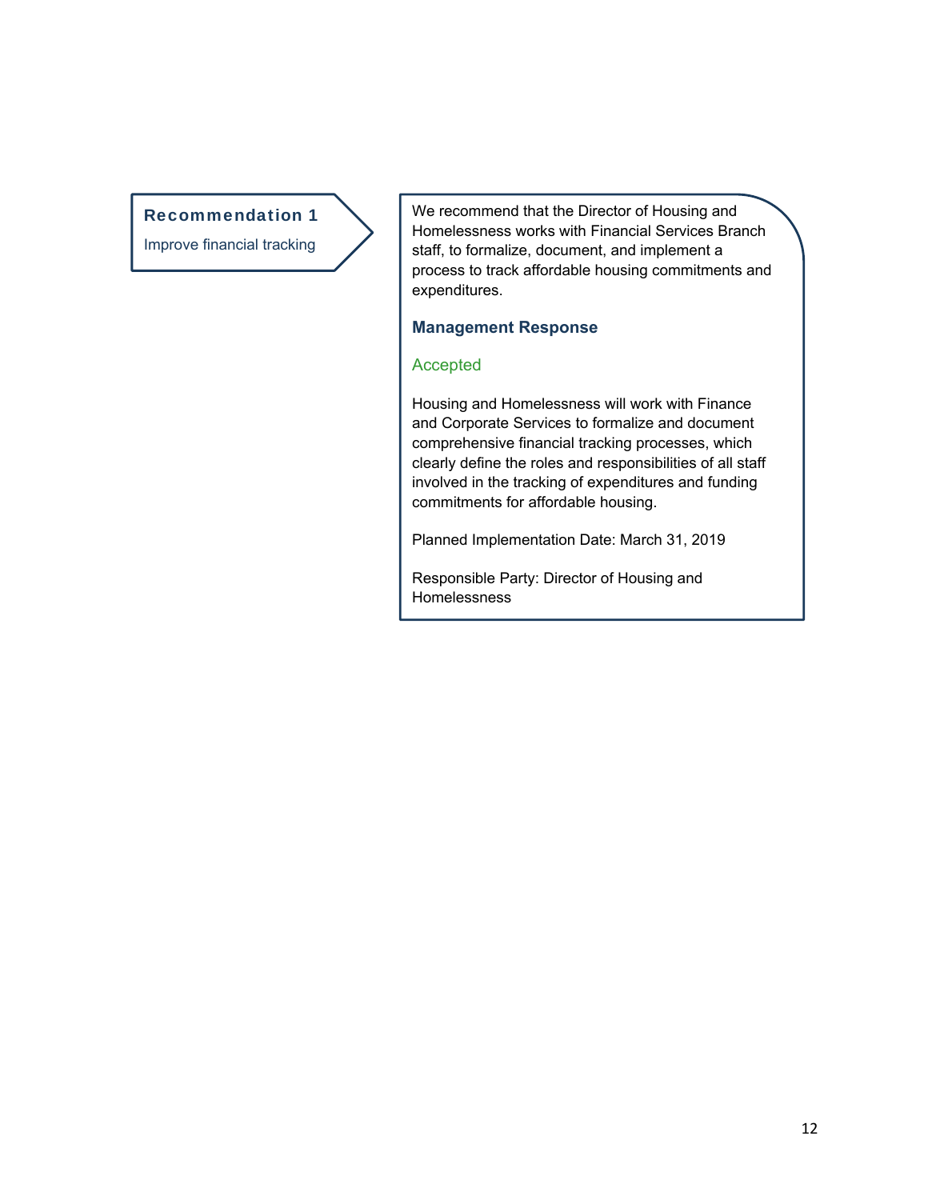### Recommendation 1

Improve financial tracking

We recommend that the Director of Housing and Homelessness works with Financial Services Branch staff, to formalize, document, and implement a process to track affordable housing commitments and expenditures.

**Management Response**

Accepted

Housing and Homelessness will work with Finance and Corporate Services to formalize and document comprehensive financial tracking processes, which clearly define the roles and responsibilities of all staff involved in the tracking of expenditures and funding commitments for affordable housing.

Planned Implementation Date: March 31, 2019

Responsible Party: Director of Housing and Homelessness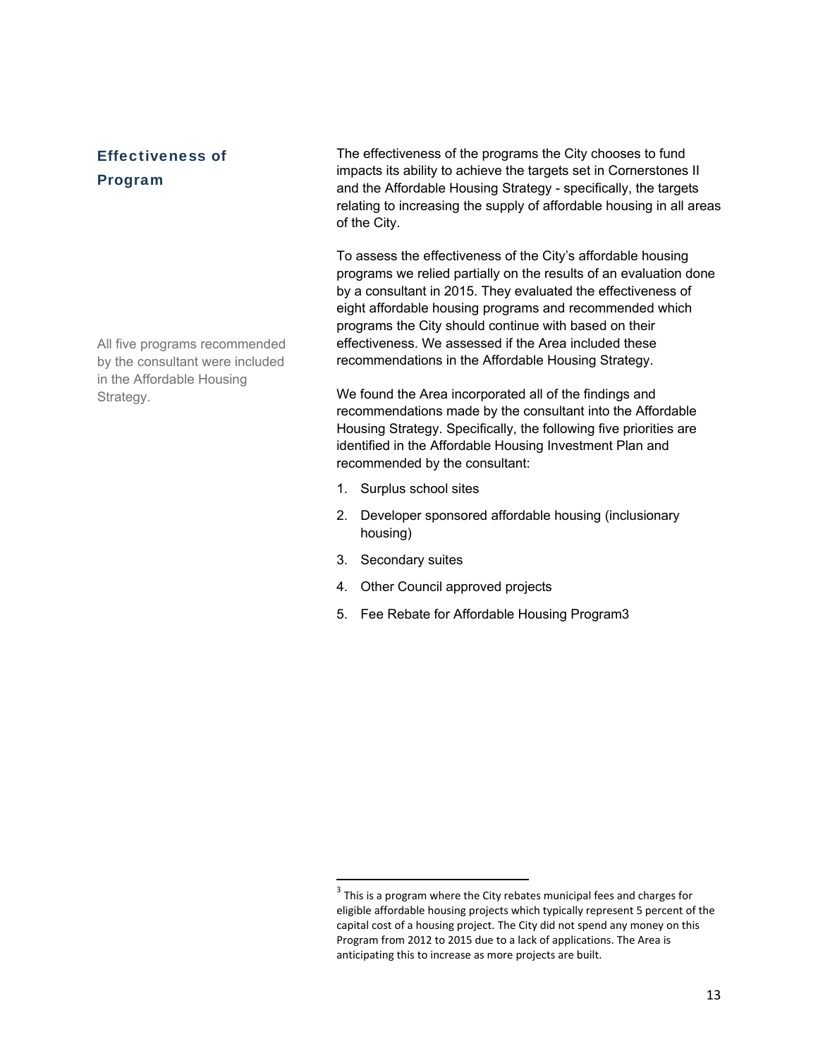## Effectiveness of Program

The effectiveness of the programs the City chooses to fund impacts its ability to achieve the targets set in Cornerstones II and the Affordable Housing Strategy - specifically, the targets relating to increasing the supply of affordable housing in all areas of the City.

To assess the effectiveness of the City's affordable housing programs we relied partially on the results of an evaluation done by a consultant in 2015. They evaluated the effectiveness of eight affordable housing programs and recommended which programs the City should continue with based on their effectiveness. We assessed if the Area included these recommendations in the Affordable Housing Strategy.

All five programs recommended by the consultant were included in the Affordable Housing Strategy.

We found the Area incorporated all of the findings and recommendations made by the consultant into the Affordable Housing Strategy. Specifically, the following five priorities are identified in the Affordable Housing Investment Plan and recommended by the consultant:

1. Surplus school sites
2. Developer sponsored affordable housing (inclusionary housing)
3. Secondary suites
4. Other Council approved projects
5. Fee Rebate for Affordable Housing Program[3]

[3] This is a program where the City rebates municipal fees and charges for eligible affordable housing projects which typically represent 5 percent of the capital cost of a housing project. The City did not spend any money on this Program from 2012 to 2015 due to a lack of applications. The Area is anticipating this to increase as more projects are built.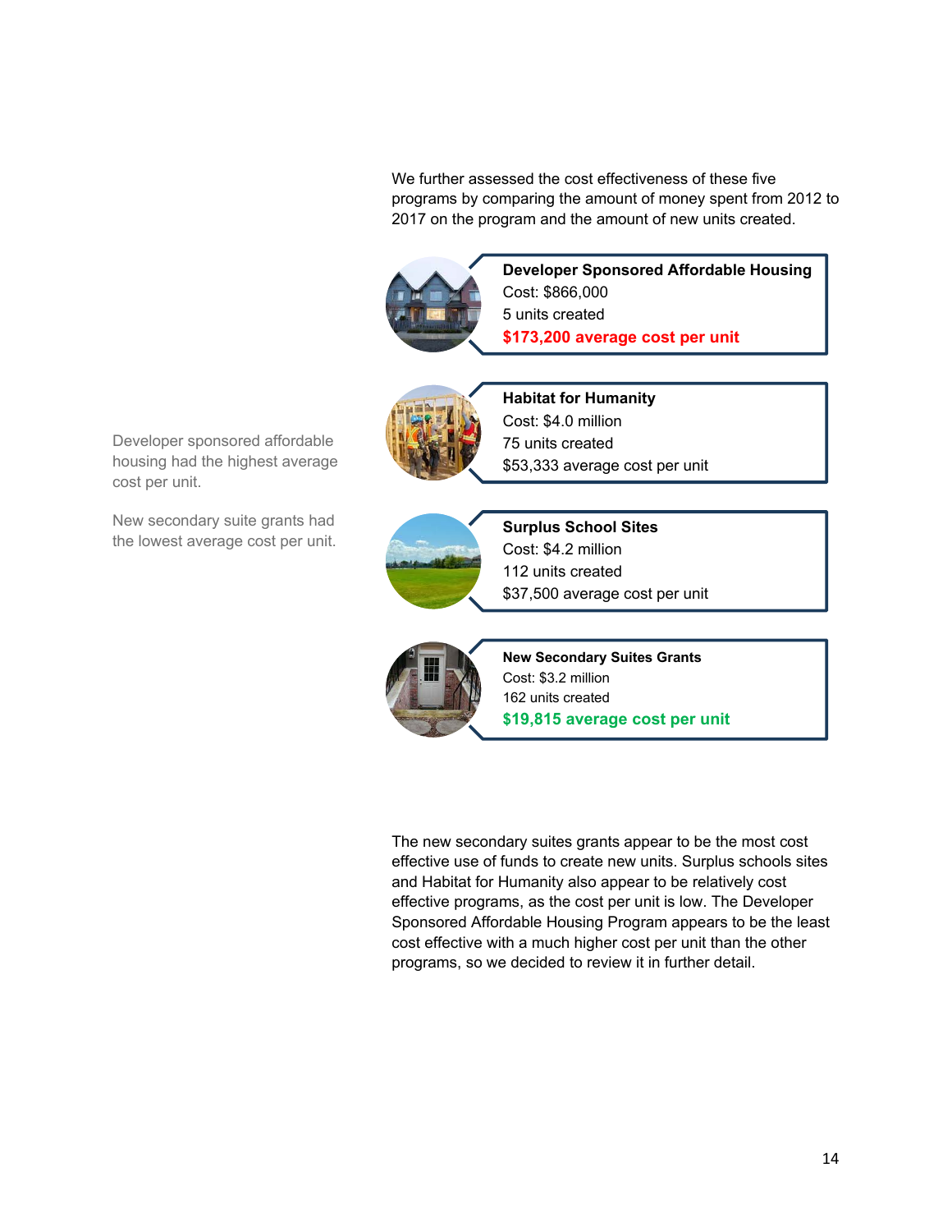We further assessed the cost effectiveness of these five programs by comparing the amount of money spent from 2012 to 2017 on the program and the amount of new units created.

Developer sponsored affordable housing had the highest average cost per unit.

New secondary suite grants had the lowest average cost per unit.

**Developer Sponsored Affordable Housing**
Cost: $866,000
5 units created
**$173,200 average cost per unit**

**Habitat for Humanity**
Cost: $4.0 million
75 units created
$53,333 average cost per unit

**Surplus School Sites**
Cost: $4.2 million
112 units created
$37,500 average cost per unit

**New Secondary Suites Grants**
Cost: $3.2 million
162 units created
**$19,815 average cost per unit**

The new secondary suites grants appear to be the most cost effective use of funds to create new units. Surplus schools sites and Habitat for Humanity also appear to be relatively cost effective programs, as the cost per unit is low. The Developer Sponsored Affordable Housing Program appears to be the least cost effective with a much higher cost per unit than the other programs, so we decided to review it in further detail.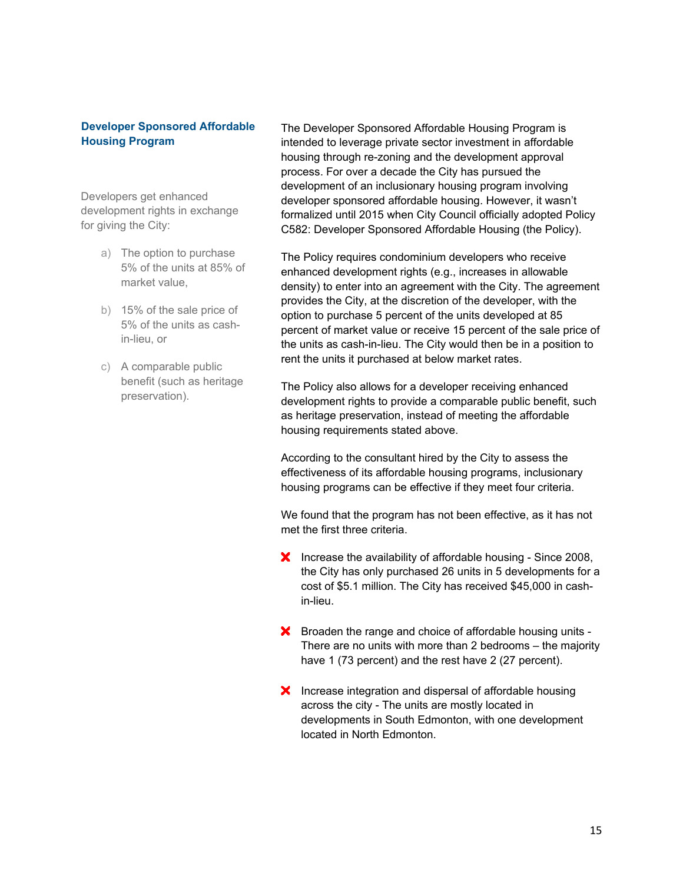## Developer Sponsored Affordable Housing Program

Developers get enhanced development rights in exchange for giving the City:

a) The option to purchase 5% of the units at 85% of market value,

b) 15% of the sale price of 5% of the units as cash-in-lieu, or

c) A comparable public benefit (such as heritage preservation).

The Developer Sponsored Affordable Housing Program is intended to leverage private sector investment in affordable housing through re-zoning and the development approval process. For over a decade the City has pursued the development of an inclusionary housing program involving developer sponsored affordable housing. However, it wasn't formalized until 2015 when City Council officially adopted Policy C582: Developer Sponsored Affordable Housing (the Policy).

The Policy requires condominium developers who receive enhanced development rights (e.g., increases in allowable density) to enter into an agreement with the City. The agreement provides the City, at the discretion of the developer, with the option to purchase 5 percent of the units developed at 85 percent of market value or receive 15 percent of the sale price of the units as cash-in-lieu. The City would then be in a position to rent the units it purchased at below market rates.

The Policy also allows for a developer receiving enhanced development rights to provide a comparable public benefit, such as heritage preservation, instead of meeting the affordable housing requirements stated above.

According to the consultant hired by the City to assess the effectiveness of its affordable housing programs, inclusionary housing programs can be effective if they meet four criteria.

We found that the program has not been effective, as it has not met the first three criteria.

- ✗ Increase the availability of affordable housing - Since 2008, the City has only purchased 26 units in 5 developments for a cost of $5.1 million. The City has received $45,000 in cash-in-lieu.

- ✗ Broaden the range and choice of affordable housing units - There are no units with more than 2 bedrooms – the majority have 1 (73 percent) and the rest have 2 (27 percent).

- ✗ Increase integration and dispersal of affordable housing across the city - The units are mostly located in developments in South Edmonton, with one development located in North Edmonton.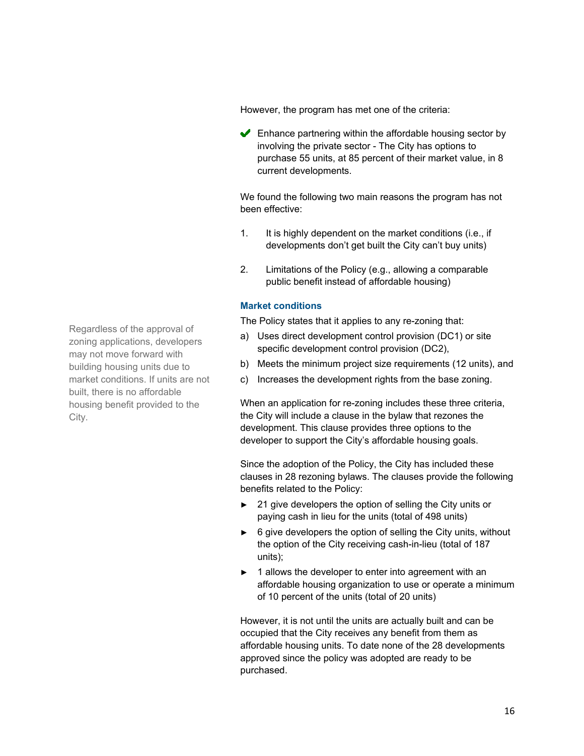However, the program has met one of the criteria:

✔ Enhance partnering within the affordable housing sector by involving the private sector - The City has options to purchase 55 units, at 85 percent of their market value, in 8 current developments.

We found the following two main reasons the program has not been effective:

1. It is highly dependent on the market conditions (i.e., if developments don't get built the City can't buy units)

2. Limitations of the Policy (e.g., allowing a comparable public benefit instead of affordable housing)

### Market conditions

Regardless of the approval of zoning applications, developers may not move forward with building housing units due to market conditions. If units are not built, there is no affordable housing benefit provided to the City.

The Policy states that it applies to any re-zoning that:

a) Uses direct development control provision (DC1) or site specific development control provision (DC2),
b) Meets the minimum project size requirements (12 units), and
c) Increases the development rights from the base zoning.

When an application for re-zoning includes these three criteria, the City will include a clause in the bylaw that rezones the development. This clause provides three options to the developer to support the City's affordable housing goals.

Since the adoption of the Policy, the City has included these clauses in 28 rezoning bylaws. The clauses provide the following benefits related to the Policy:

- 21 give developers the option of selling the City units or paying cash in lieu for the units (total of 498 units)
- 6 give developers the option of selling the City units, without the option of the City receiving cash-in-lieu (total of 187 units);
- 1 allows the developer to enter into agreement with an affordable housing organization to use or operate a minimum of 10 percent of the units (total of 20 units)

However, it is not until the units are actually built and can be occupied that the City receives any benefit from them as affordable housing units. To date none of the 28 developments approved since the policy was adopted are ready to be purchased.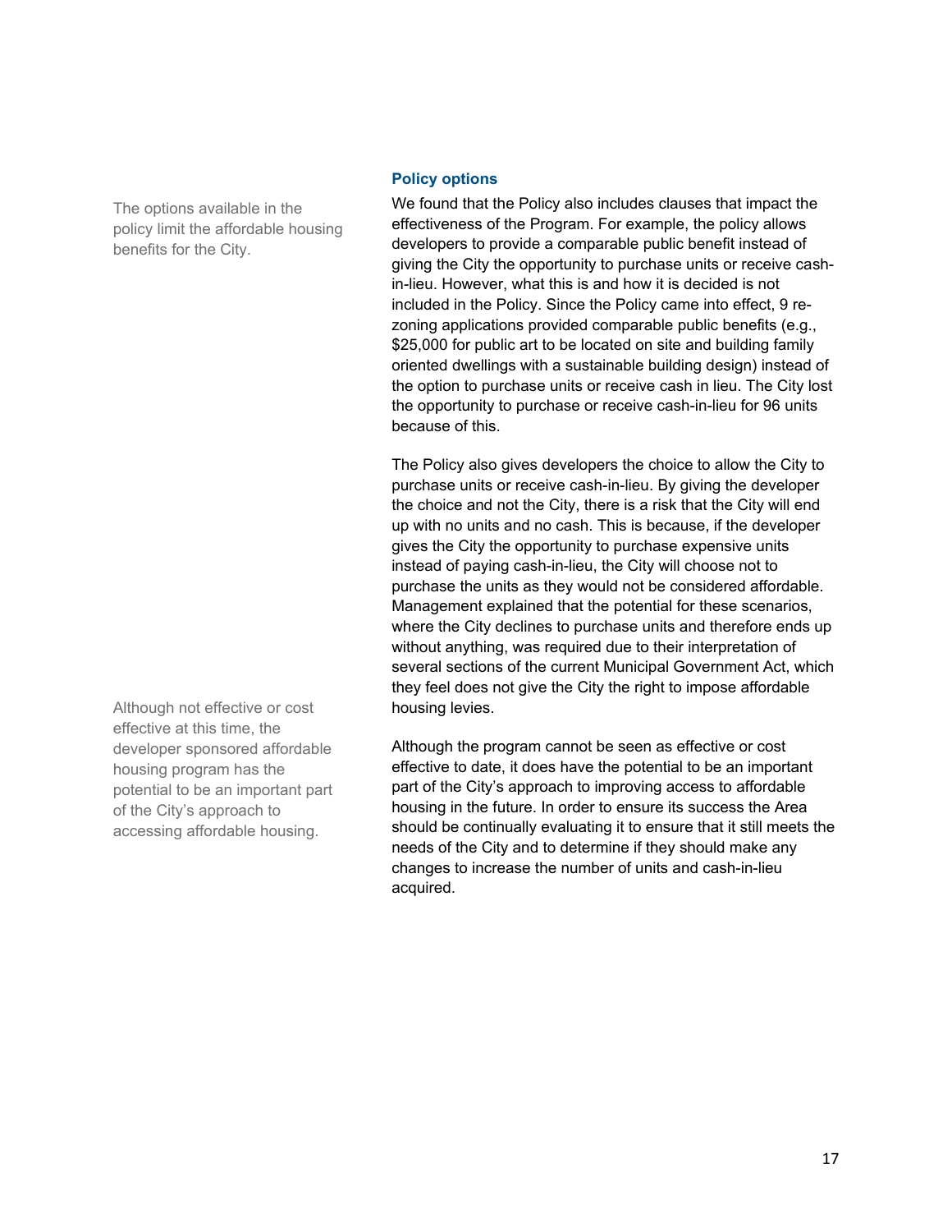### Policy options

The options available in the policy limit the affordable housing benefits for the City.

We found that the Policy also includes clauses that impact the effectiveness of the Program. For example, the policy allows developers to provide a comparable public benefit instead of giving the City the opportunity to purchase units or receive cash-in-lieu. However, what this is and how it is decided is not included in the Policy. Since the Policy came into effect, 9 re-zoning applications provided comparable public benefits (e.g., $25,000 for public art to be located on site and building family oriented dwellings with a sustainable building design) instead of the option to purchase units or receive cash in lieu. The City lost the opportunity to purchase or receive cash-in-lieu for 96 units because of this.

The Policy also gives developers the choice to allow the City to purchase units or receive cash-in-lieu. By giving the developer the choice and not the City, there is a risk that the City will end up with no units and no cash. This is because, if the developer gives the City the opportunity to purchase expensive units instead of paying cash-in-lieu, the City will choose not to purchase the units as they would not be considered affordable. Management explained that the potential for these scenarios, where the City declines to purchase units and therefore ends up without anything, was required due to their interpretation of several sections of the current Municipal Government Act, which they feel does not give the City the right to impose affordable housing levies.

Although not effective or cost effective at this time, the developer sponsored affordable housing program has the potential to be an important part of the City's approach to accessing affordable housing.

Although the program cannot be seen as effective or cost effective to date, it does have the potential to be an important part of the City's approach to improving access to affordable housing in the future. In order to ensure its success the Area should be continually evaluating it to ensure that it still meets the needs of the City and to determine if they should make any changes to increase the number of units and cash-in-lieu acquired.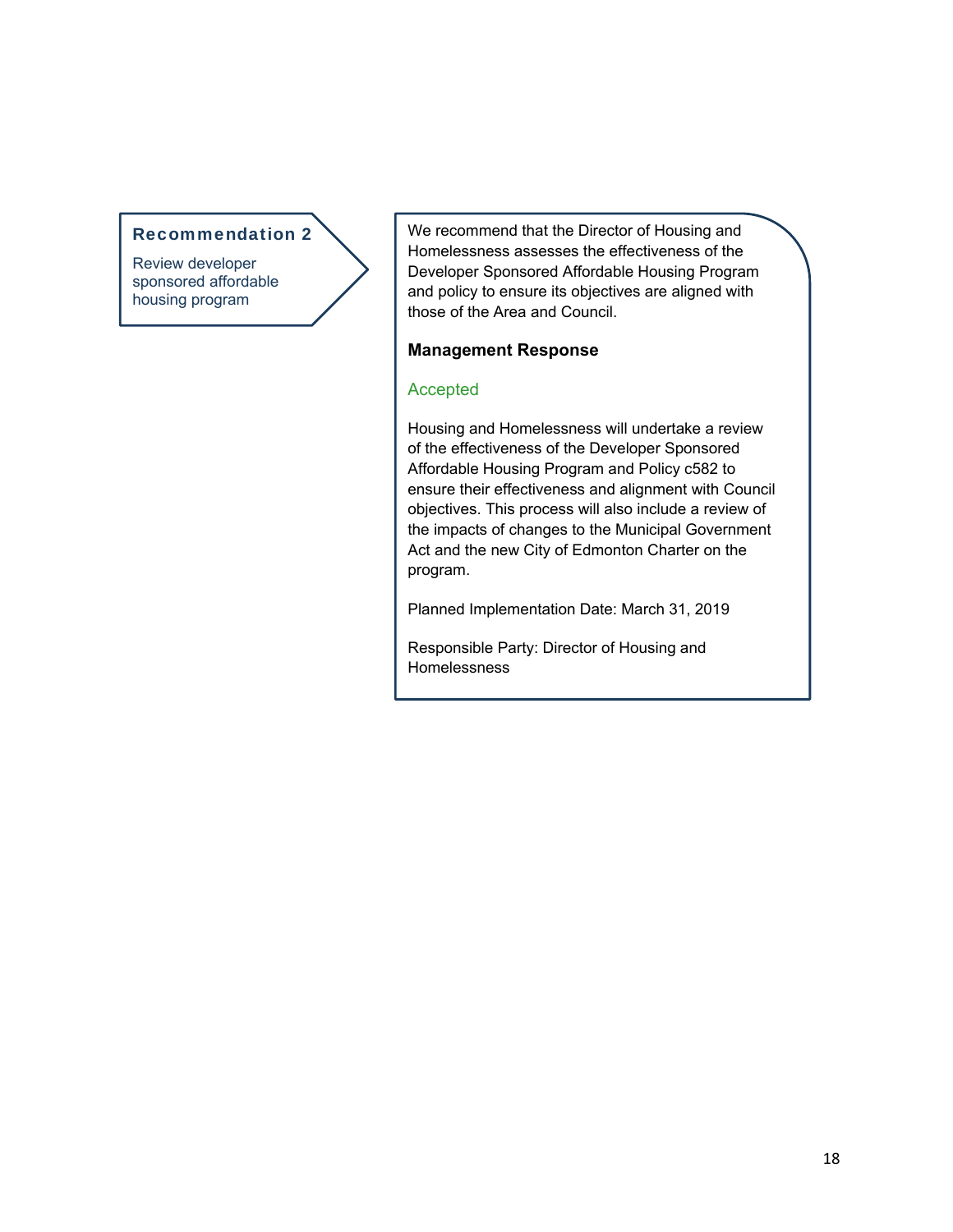**Recommendation 2**

Review developer sponsored affordable housing program

We recommend that the Director of Housing and Homelessness assesses the effectiveness of the Developer Sponsored Affordable Housing Program and policy to ensure its objectives are aligned with those of the Area and Council.

**Management Response**

Accepted

Housing and Homelessness will undertake a review of the effectiveness of the Developer Sponsored Affordable Housing Program and Policy c582 to ensure their effectiveness and alignment with Council objectives. This process will also include a review of the impacts of changes to the Municipal Government Act and the new City of Edmonton Charter on the program.

Planned Implementation Date: March 31, 2019

Responsible Party: Director of Housing and Homelessness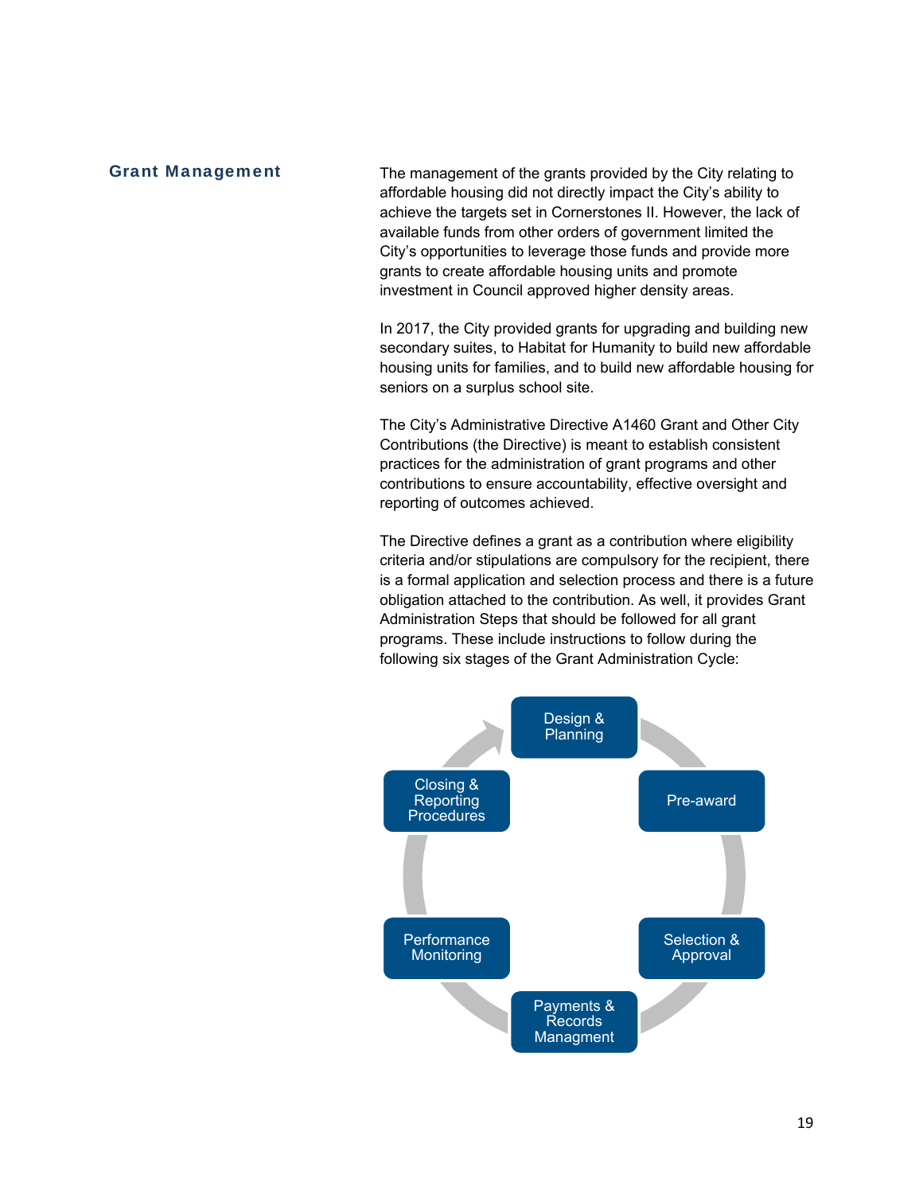## Grant Management

The management of the grants provided by the City relating to affordable housing did not directly impact the City's ability to achieve the targets set in Cornerstones II. However, the lack of available funds from other orders of government limited the City's opportunities to leverage those funds and provide more grants to create affordable housing units and promote investment in Council approved higher density areas.

In 2017, the City provided grants for upgrading and building new secondary suites, to Habitat for Humanity to build new affordable housing units for families, and to build new affordable housing for seniors on a surplus school site.

The City's Administrative Directive A1460 Grant and Other City Contributions (the Directive) is meant to establish consistent practices for the administration of grant programs and other contributions to ensure accountability, effective oversight and reporting of outcomes achieved.

The Directive defines a grant as a contribution where eligibility criteria and/or stipulations are compulsory for the recipient, there is a formal application and selection process and there is a future obligation attached to the contribution. As well, it provides Grant Administration Steps that should be followed for all grant programs. These include instructions to follow during the following six stages of the Grant Administration Cycle:

- Design & Planning
- Pre-award
- Selection & Approval
- Payments & Records Managment
- Performance Monitoring
- Closing & Reporting Procedures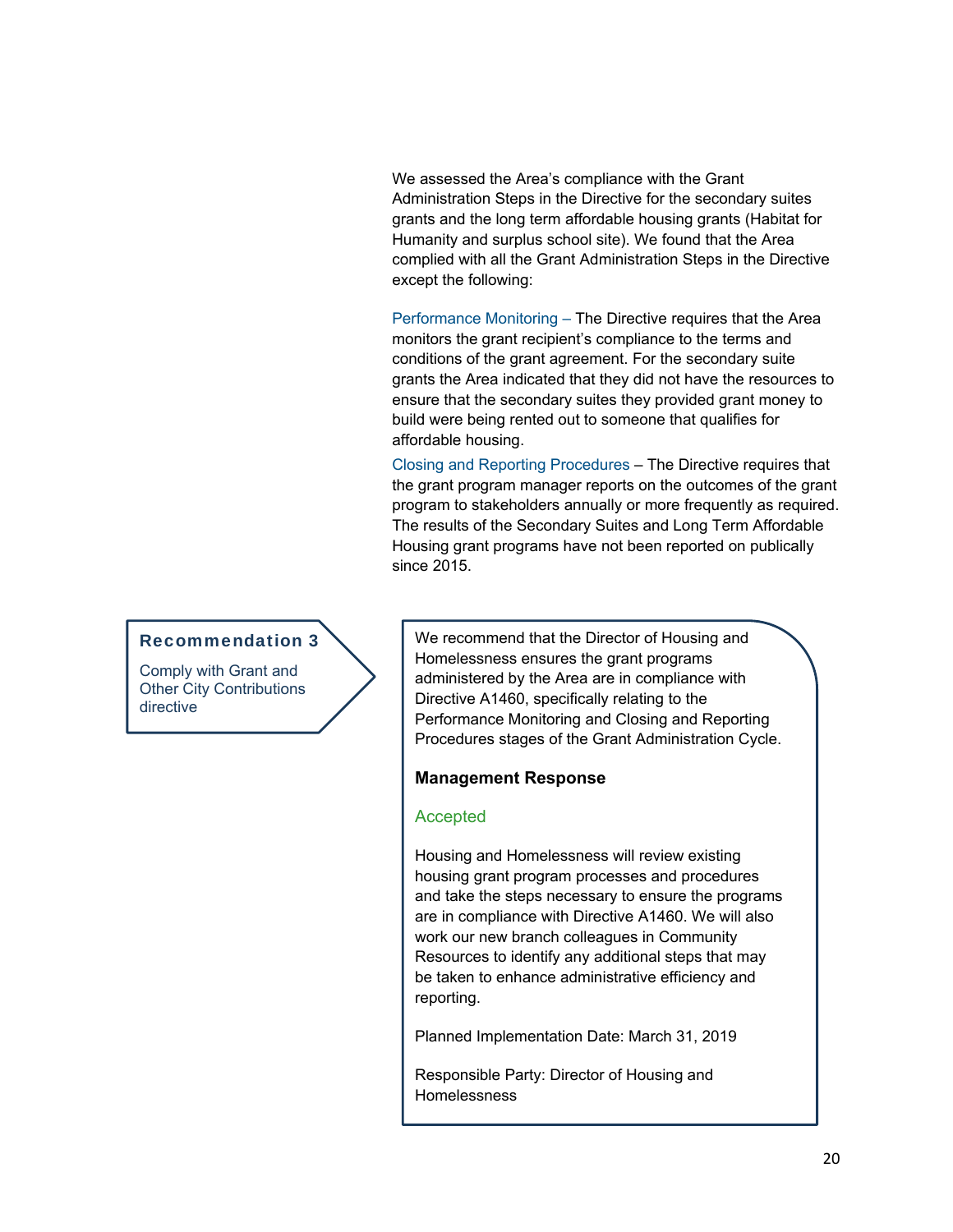We assessed the Area's compliance with the Grant Administration Steps in the Directive for the secondary suites grants and the long term affordable housing grants (Habitat for Humanity and surplus school site). We found that the Area complied with all the Grant Administration Steps in the Directive except the following:

Performance Monitoring – The Directive requires that the Area monitors the grant recipient's compliance to the terms and conditions of the grant agreement. For the secondary suite grants the Area indicated that they did not have the resources to ensure that the secondary suites they provided grant money to build were being rented out to someone that qualifies for affordable housing.

Closing and Reporting Procedures – The Directive requires that the grant program manager reports on the outcomes of the grant program to stakeholders annually or more frequently as required. The results of the Secondary Suites and Long Term Affordable Housing grant programs have not been reported on publically since 2015.

**Recommendation 3**

Comply with Grant and Other City Contributions directive

We recommend that the Director of Housing and Homelessness ensures the grant programs administered by the Area are in compliance with Directive A1460, specifically relating to the Performance Monitoring and Closing and Reporting Procedures stages of the Grant Administration Cycle.

**Management Response**

Accepted

Housing and Homelessness will review existing housing grant program processes and procedures and take the steps necessary to ensure the programs are in compliance with Directive A1460. We will also work our new branch colleagues in Community Resources to identify any additional steps that may be taken to enhance administrative efficiency and reporting.

Planned Implementation Date: March 31, 2019

Responsible Party: Director of Housing and Homelessness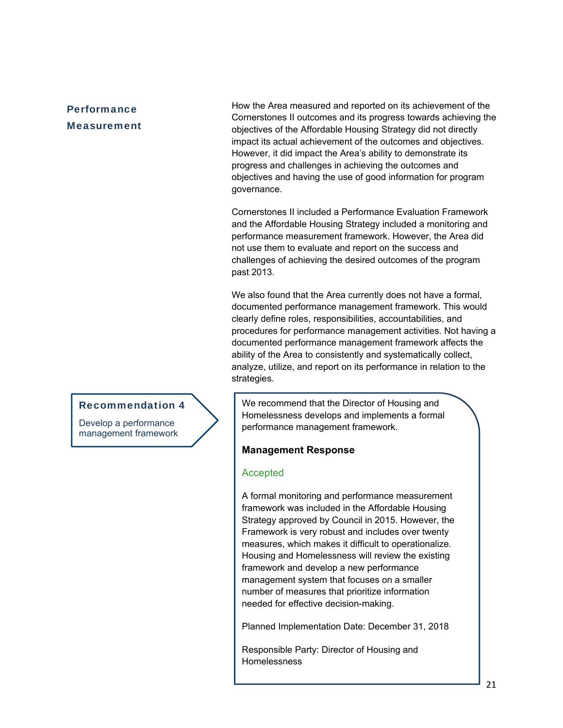## Performance Measurement

How the Area measured and reported on its achievement of the Cornerstones II outcomes and its progress towards achieving the objectives of the Affordable Housing Strategy did not directly impact its actual achievement of the outcomes and objectives. However, it did impact the Area's ability to demonstrate its progress and challenges in achieving the outcomes and objectives and having the use of good information for program governance.

Cornerstones II included a Performance Evaluation Framework and the Affordable Housing Strategy included a monitoring and performance measurement framework. However, the Area did not use them to evaluate and report on the success and challenges of achieving the desired outcomes of the program past 2013.

We also found that the Area currently does not have a formal, documented performance management framework. This would clearly define roles, responsibilities, accountabilities, and procedures for performance management activities. Not having a documented performance management framework affects the ability of the Area to consistently and systematically collect, analyze, utilize, and report on its performance in relation to the strategies.

### Recommendation 4

Develop a performance management framework

We recommend that the Director of Housing and Homelessness develops and implements a formal performance management framework.

**Management Response**

Accepted

A formal monitoring and performance measurement framework was included in the Affordable Housing Strategy approved by Council in 2015. However, the Framework is very robust and includes over twenty measures, which makes it difficult to operationalize. Housing and Homelessness will review the existing framework and develop a new performance management system that focuses on a smaller number of measures that prioritize information needed for effective decision-making.

Planned Implementation Date: December 31, 2018

Responsible Party: Director of Housing and Homelessness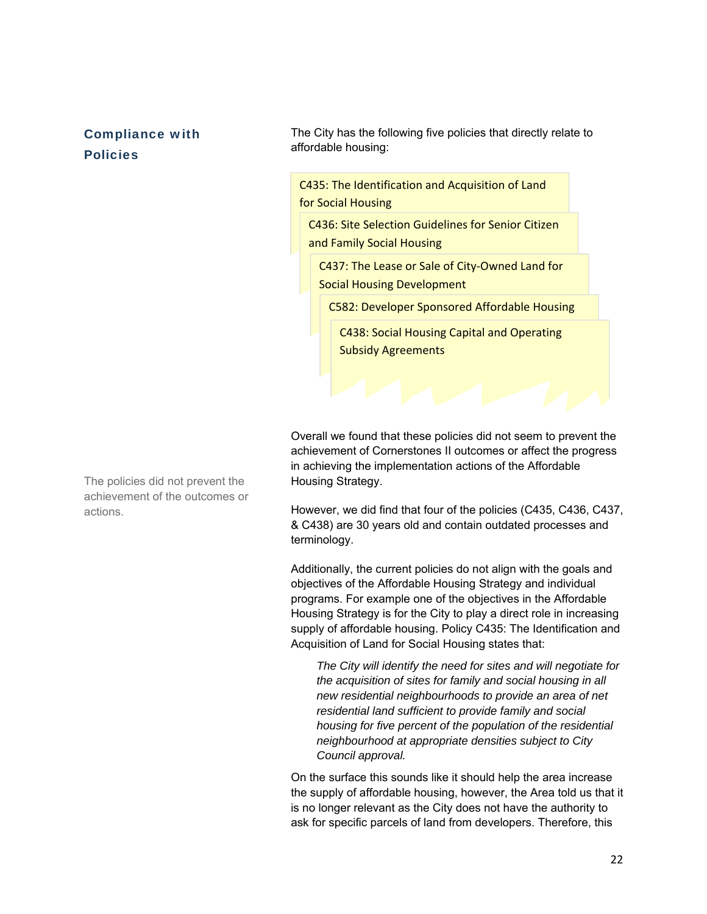## Compliance with Policies

The City has the following five policies that directly relate to affordable housing:

- C435: The Identification and Acquisition of Land for Social Housing
- C436: Site Selection Guidelines for Senior Citizen and Family Social Housing
- C437: The Lease or Sale of City-Owned Land for Social Housing Development
- C582: Developer Sponsored Affordable Housing
- C438: Social Housing Capital and Operating Subsidy Agreements

The policies did not prevent the achievement of the outcomes or actions.

Overall we found that these policies did not seem to prevent the achievement of Cornerstones II outcomes or affect the progress in achieving the implementation actions of the Affordable Housing Strategy.

However, we did find that four of the policies (C435, C436, C437, & C438) are 30 years old and contain outdated processes and terminology.

Additionally, the current policies do not align with the goals and objectives of the Affordable Housing Strategy and individual programs. For example one of the objectives in the Affordable Housing Strategy is for the City to play a direct role in increasing supply of affordable housing. Policy C435: The Identification and Acquisition of Land for Social Housing states that:

> *The City will identify the need for sites and will negotiate for the acquisition of sites for family and social housing in all new residential neighbourhoods to provide an area of net residential land sufficient to provide family and social housing for five percent of the population of the residential neighbourhood at appropriate densities subject to City Council approval.*

On the surface this sounds like it should help the area increase the supply of affordable housing, however, the Area told us that it is no longer relevant as the City does not have the authority to ask for specific parcels of land from developers. Therefore, this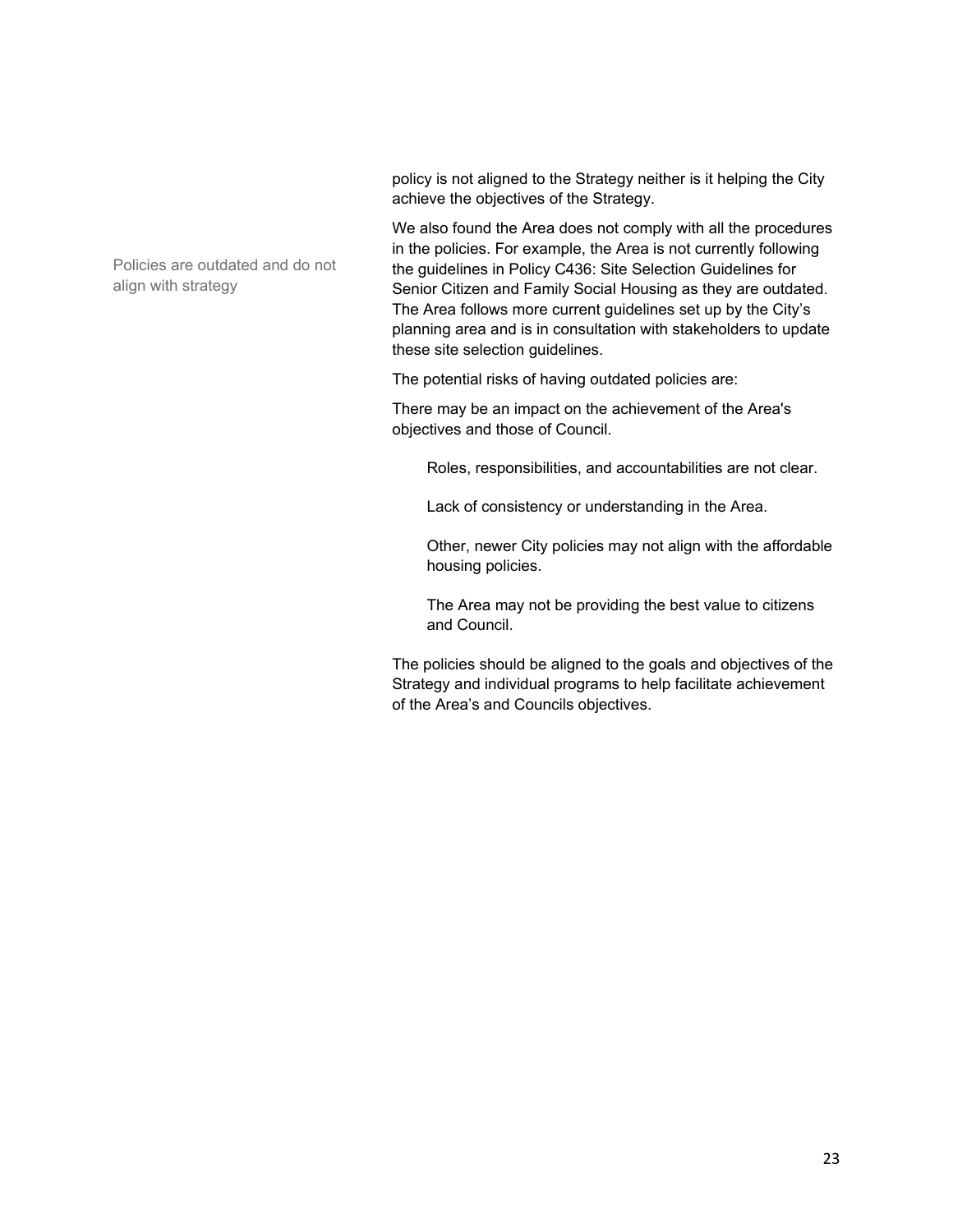Policies are outdated and do not align with strategy

policy is not aligned to the Strategy neither is it helping the City achieve the objectives of the Strategy.

We also found the Area does not comply with all the procedures in the policies. For example, the Area is not currently following the guidelines in Policy C436: Site Selection Guidelines for Senior Citizen and Family Social Housing as they are outdated. The Area follows more current guidelines set up by the City's planning area and is in consultation with stakeholders to update these site selection guidelines.

The potential risks of having outdated policies are:

There may be an impact on the achievement of the Area's objectives and those of Council.

- Roles, responsibilities, and accountabilities are not clear.
- Lack of consistency or understanding in the Area.
- Other, newer City policies may not align with the affordable housing policies.
- The Area may not be providing the best value to citizens and Council.

The policies should be aligned to the goals and objectives of the Strategy and individual programs to help facilitate achievement of the Area's and Councils objectives.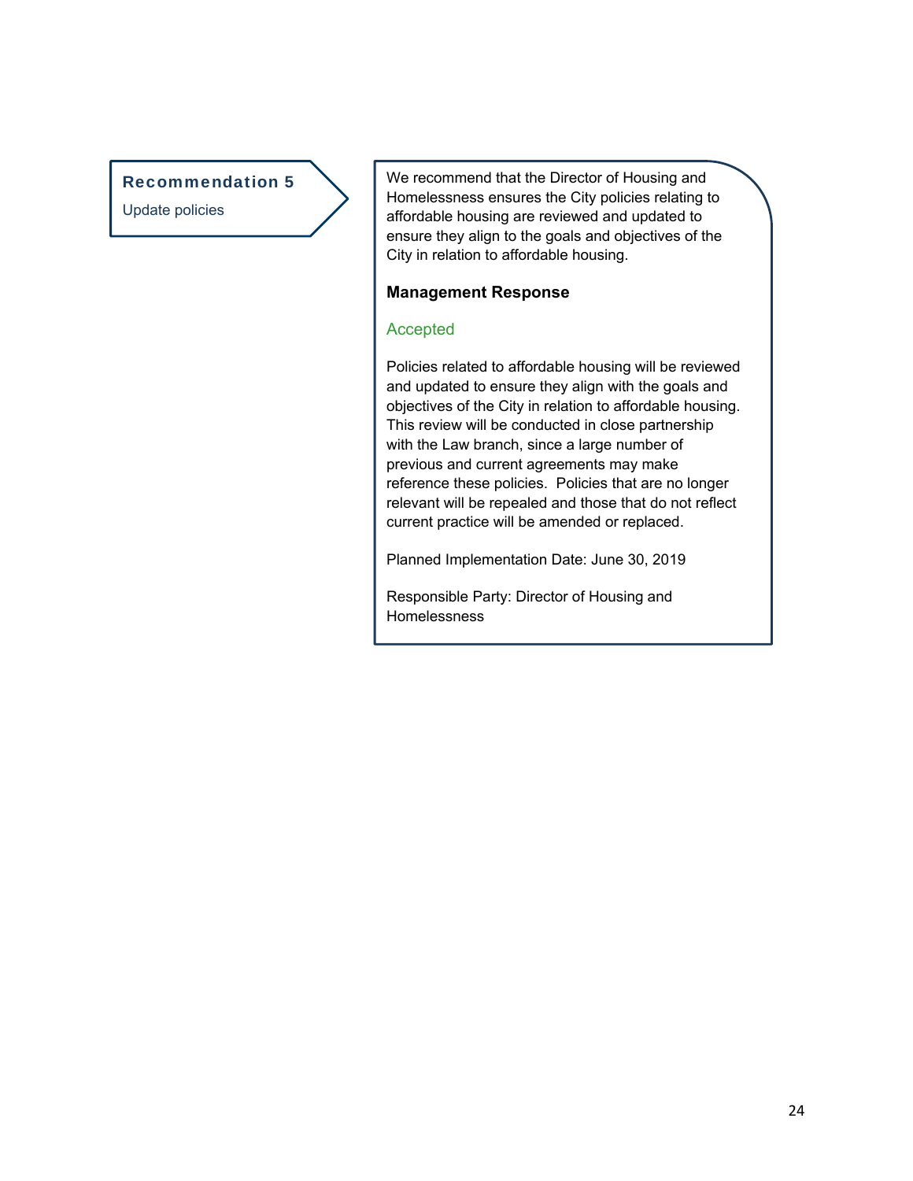### Recommendation 5

Update policies

We recommend that the Director of Housing and Homelessness ensures the City policies relating to affordable housing are reviewed and updated to ensure they align to the goals and objectives of the City in relation to affordable housing.

**Management Response**

Accepted

Policies related to affordable housing will be reviewed and updated to ensure they align with the goals and objectives of the City in relation to affordable housing. This review will be conducted in close partnership with the Law branch, since a large number of previous and current agreements may make reference these policies. Policies that are no longer relevant will be repealed and those that do not reflect current practice will be amended or replaced.

Planned Implementation Date: June 30, 2019

Responsible Party: Director of Housing and Homelessness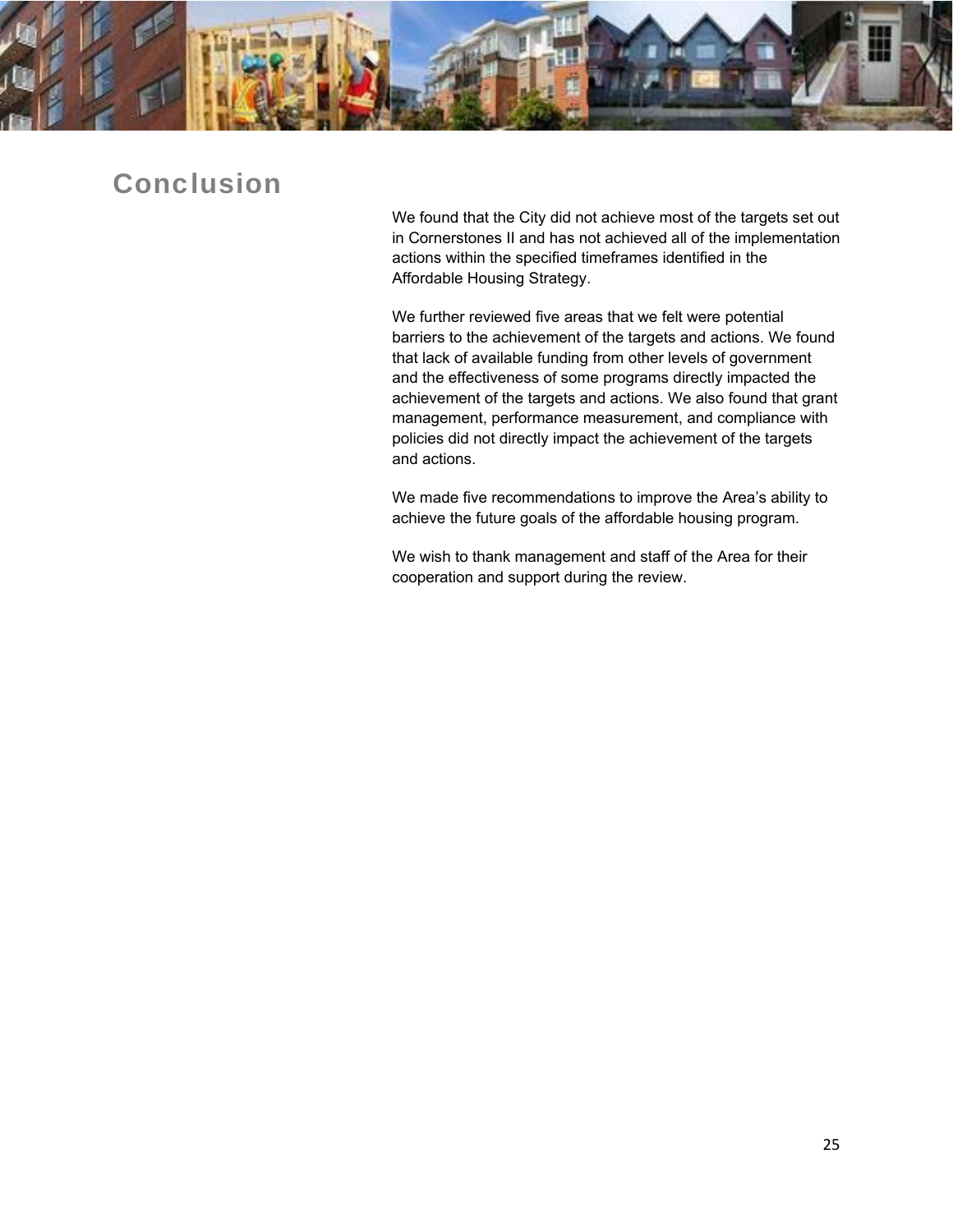# Conclusion

We found that the City did not achieve most of the targets set out in Cornerstones II and has not achieved all of the implementation actions within the specified timeframes identified in the Affordable Housing Strategy.

We further reviewed five areas that we felt were potential barriers to the achievement of the targets and actions. We found that lack of available funding from other levels of government and the effectiveness of some programs directly impacted the achievement of the targets and actions. We also found that grant management, performance measurement, and compliance with policies did not directly impact the achievement of the targets and actions.

We made five recommendations to improve the Area's ability to achieve the future goals of the affordable housing program.

We wish to thank management and staff of the Area for their cooperation and support during the review.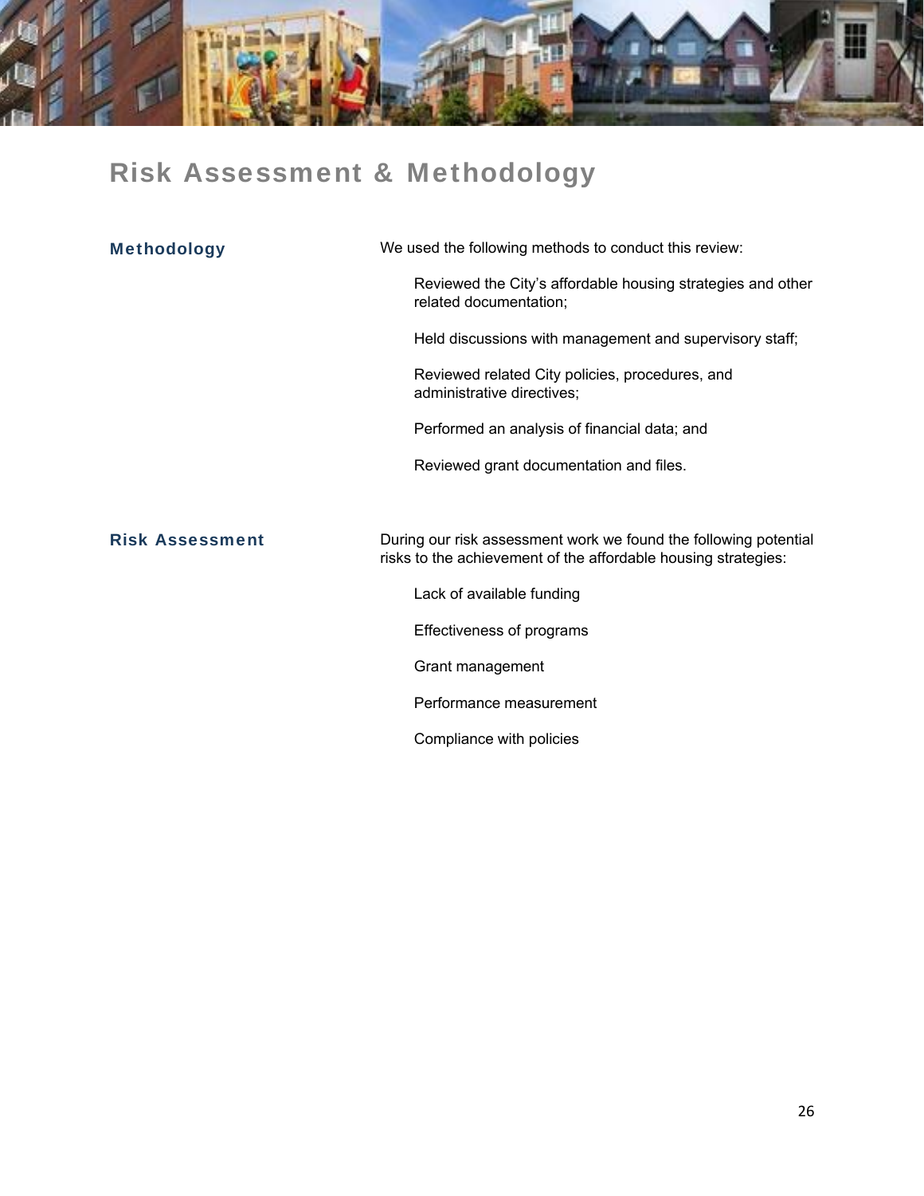# Risk Assessment & Methodology

## Methodology

We used the following methods to conduct this review:

- Reviewed the City's affordable housing strategies and other related documentation;
- Held discussions with management and supervisory staff;
- Reviewed related City policies, procedures, and administrative directives;
- Performed an analysis of financial data; and
- Reviewed grant documentation and files.

## Risk Assessment

During our risk assessment work we found the following potential risks to the achievement of the affordable housing strategies:

- Lack of available funding
- Effectiveness of programs
- Grant management
- Performance measurement
- Compliance with policies